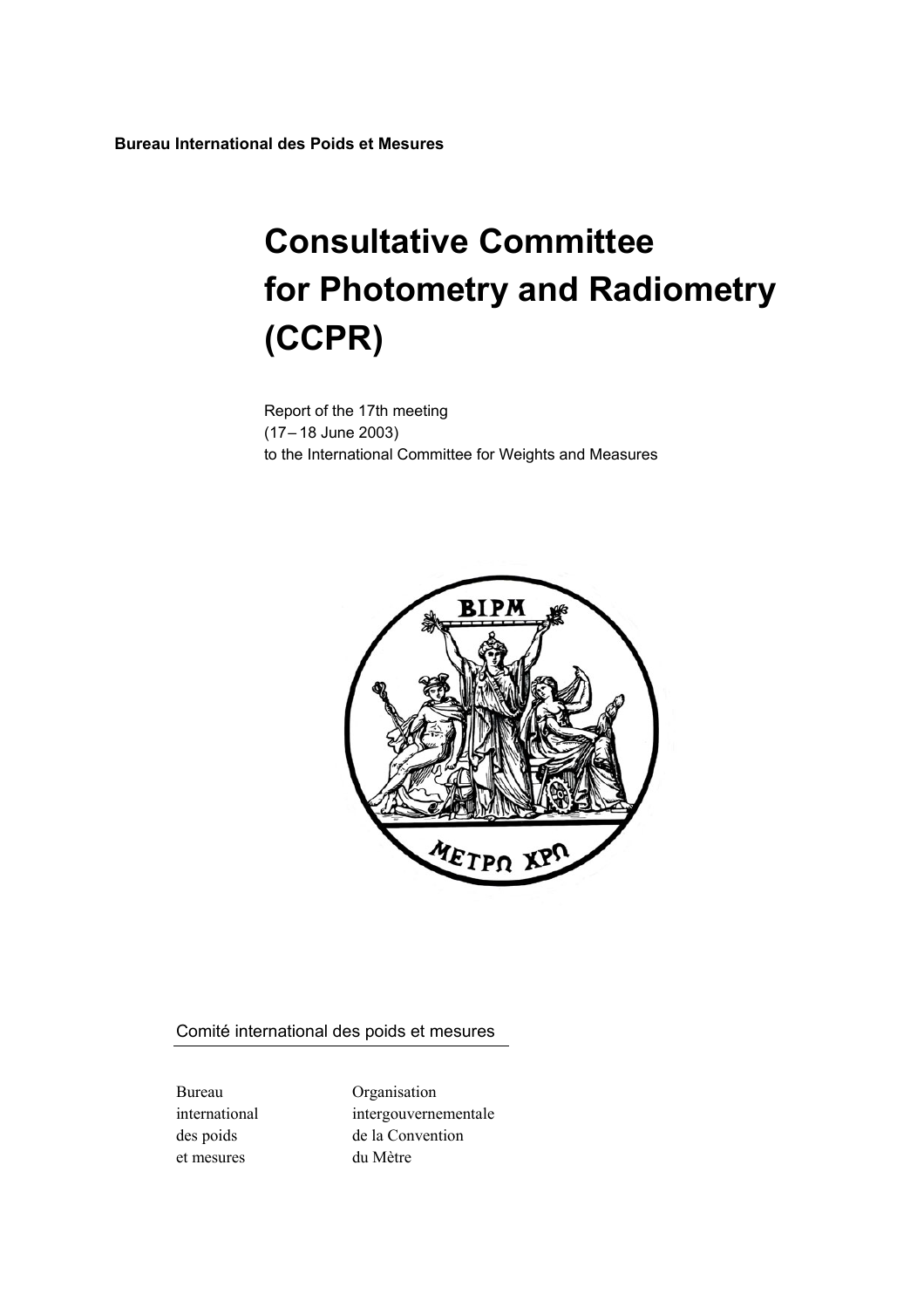**Bureau International des Poids et Mesures**

# Consultative Committee for Photometry and Radiometry (CCPR)

Report of the 17th meeting
(17 – 18 June 2003)
to the International Committee for Weights and Measures

Comité international des poids et mesures

Bureau international des poids et mesures

Organisation intergouvernementale de la Convention du Mètre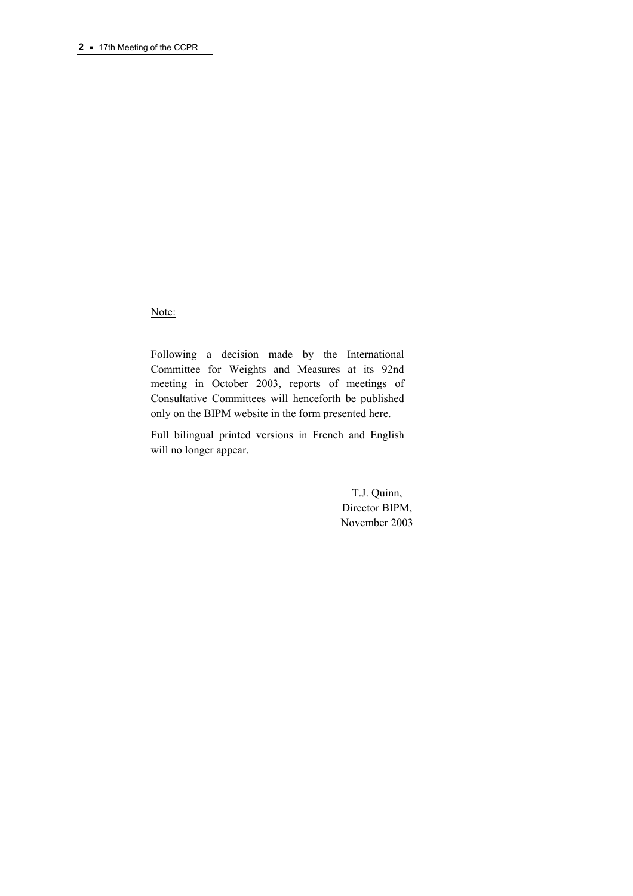Note:

Following a decision made by the International Committee for Weights and Measures at its 92nd meeting in October 2003, reports of meetings of Consultative Committees will henceforth be published only on the BIPM website in the form presented here.

Full bilingual printed versions in French and English will no longer appear.

T.J. Quinn,
Director BIPM,
November 2003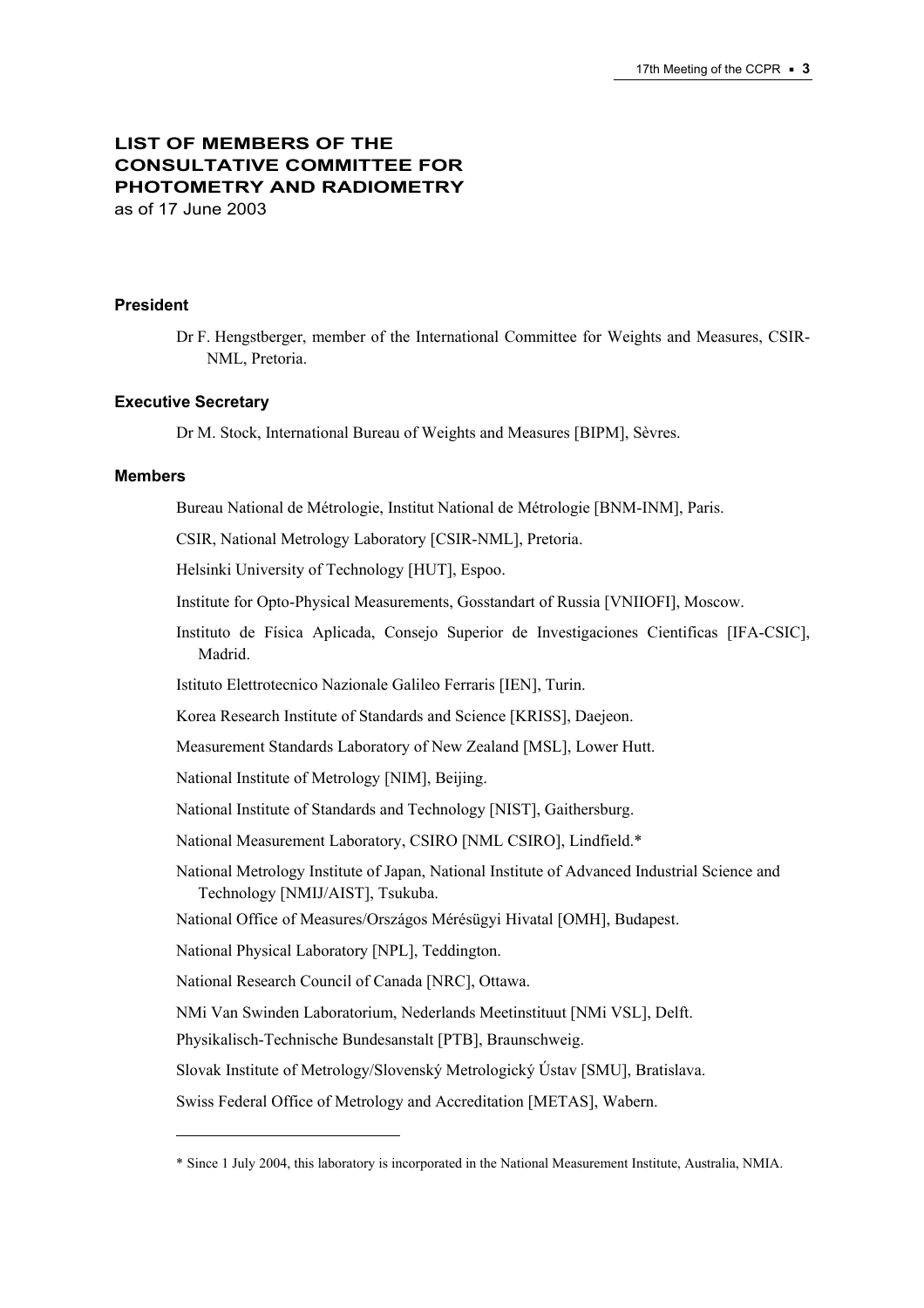# LIST OF MEMBERS OF THE CONSULTATIVE COMMITTEE FOR PHOTOMETRY AND RADIOMETRY

as of 17 June 2003

### President

Dr F. Hengstberger, member of the International Committee for Weights and Measures, CSIR-NML, Pretoria.

### Executive Secretary

Dr M. Stock, International Bureau of Weights and Measures [BIPM], Sèvres.

### Members

Bureau National de Métrologie, Institut National de Métrologie [BNM-INM], Paris.

CSIR, National Metrology Laboratory [CSIR-NML], Pretoria.

Helsinki University of Technology [HUT], Espoo.

Institute for Opto-Physical Measurements, Gosstandart of Russia [VNIIOFI], Moscow.

Instituto de Física Aplicada, Consejo Superior de Investigaciones Cientificas [IFA-CSIC], Madrid.

Istituto Elettrotecnico Nazionale Galileo Ferraris [IEN], Turin.

Korea Research Institute of Standards and Science [KRISS], Daejeon.

Measurement Standards Laboratory of New Zealand [MSL], Lower Hutt.

National Institute of Metrology [NIM], Beijing.

National Institute of Standards and Technology [NIST], Gaithersburg.

National Measurement Laboratory, CSIRO [NML CSIRO], Lindfield.*

National Metrology Institute of Japan, National Institute of Advanced Industrial Science and Technology [NMIJ/AIST], Tsukuba.

National Office of Measures/Országos Mérésügyi Hivatal [OMH], Budapest.

National Physical Laboratory [NPL], Teddington.

National Research Council of Canada [NRC], Ottawa.

NMi Van Swinden Laboratorium, Nederlands Meetinstituut [NMi VSL], Delft.

Physikalisch-Technische Bundesanstalt [PTB], Braunschweig.

Slovak Institute of Metrology/Slovenský Metrologický Ústav [SMU], Bratislava.

Swiss Federal Office of Metrology and Accreditation [METAS], Wabern.

---

* Since 1 July 2004, this laboratory is incorporated in the National Measurement Institute, Australia, NMIA.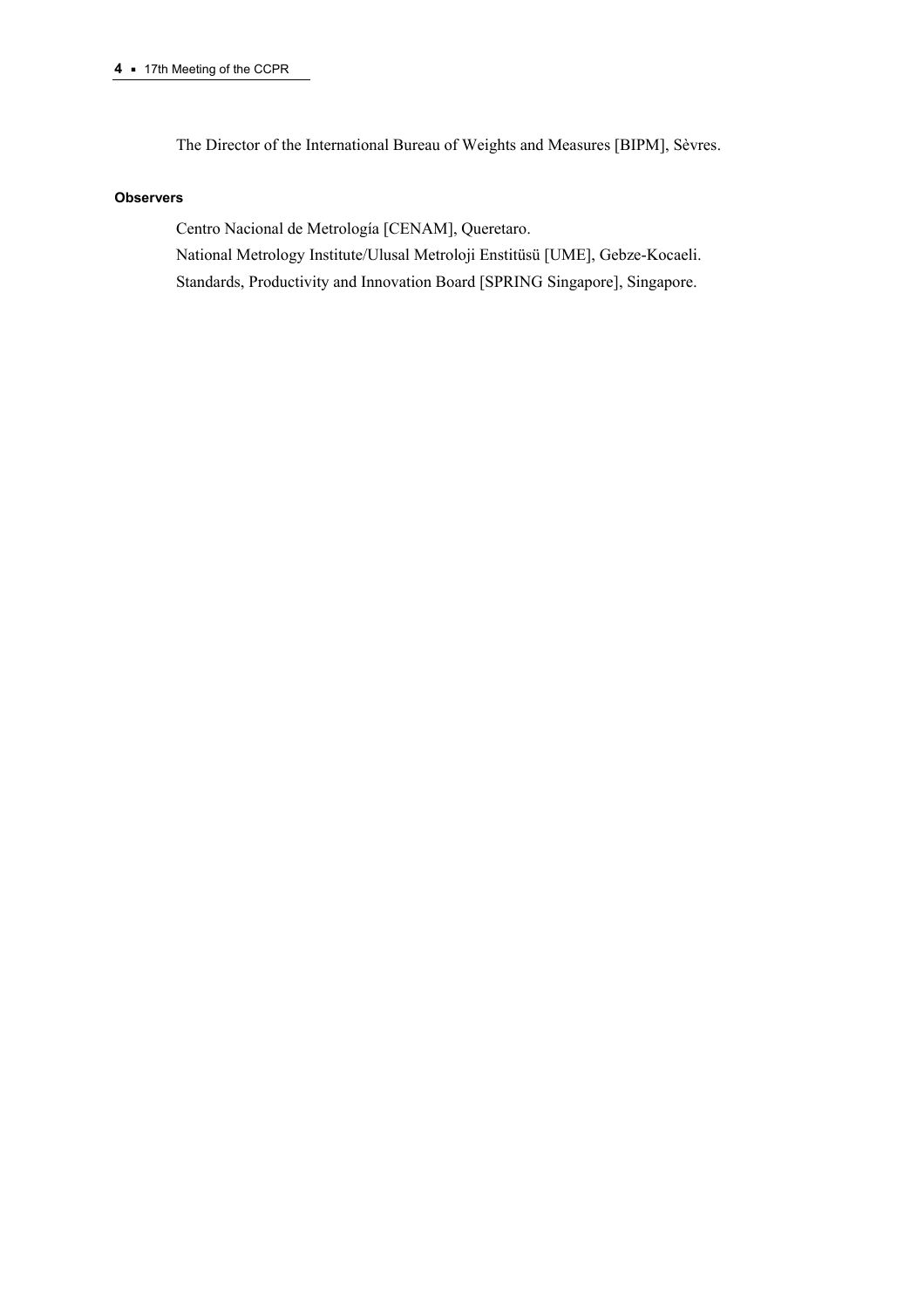The Director of the International Bureau of Weights and Measures [BIPM], Sèvres.

**Observers**

Centro Nacional de Metrología [CENAM], Queretaro.
National Metrology Institute/Ulusal Metroloji Enstitüsü [UME], Gebze-Kocaeli.
Standards, Productivity and Innovation Board [SPRING Singapore], Singapore.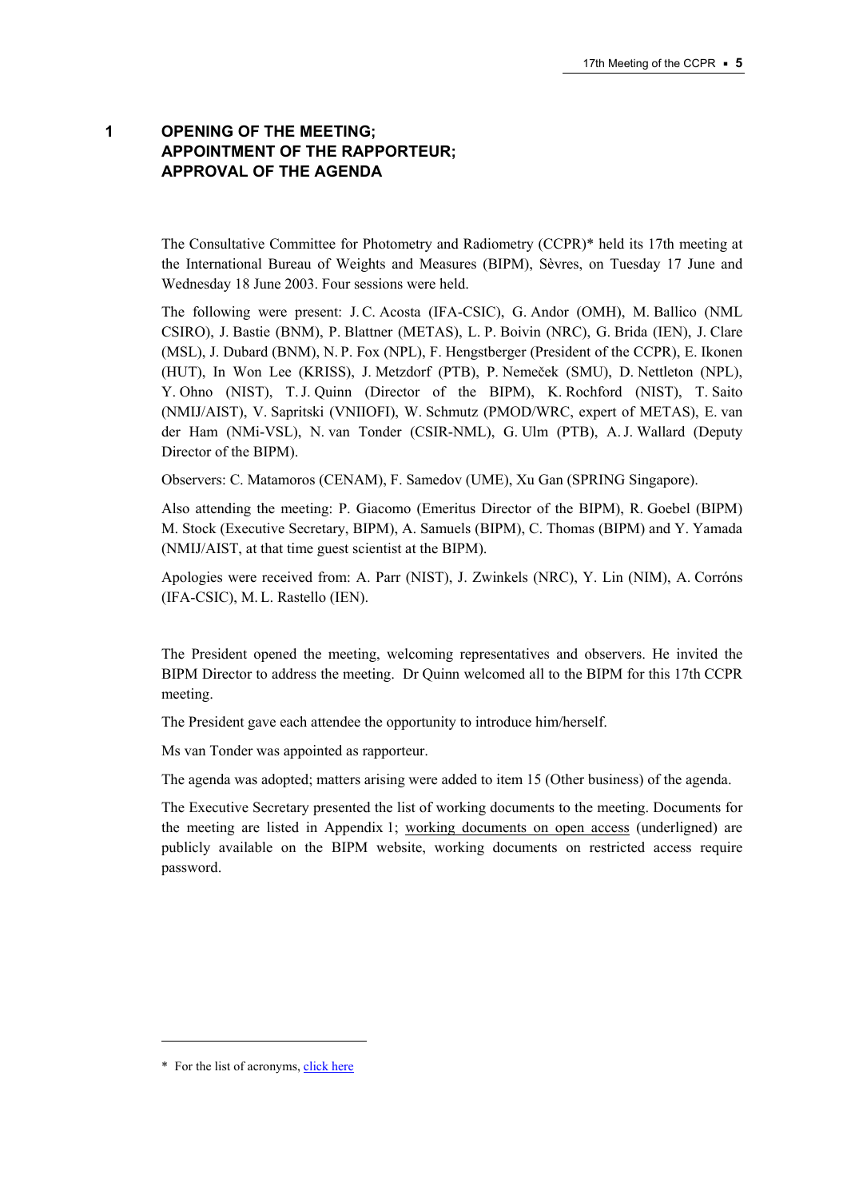# 1 OPENING OF THE MEETING; APPOINTMENT OF THE RAPPORTEUR; APPROVAL OF THE AGENDA

The Consultative Committee for Photometry and Radiometry (CCPR)* held its 17th meeting at the International Bureau of Weights and Measures (BIPM), Sèvres, on Tuesday 17 June and Wednesday 18 June 2003. Four sessions were held.

The following were present: J. C. Acosta (IFA-CSIC), G. Andor (OMH), M. Ballico (NML CSIRO), J. Bastie (BNM), P. Blattner (METAS), L. P. Boivin (NRC), G. Brida (IEN), J. Clare (MSL), J. Dubard (BNM), N. P. Fox (NPL), F. Hengstberger (President of the CCPR), E. Ikonen (HUT), In Won Lee (KRISS), J. Metzdorf (PTB), P. Nemeček (SMU), D. Nettleton (NPL), Y. Ohno (NIST), T. J. Quinn (Director of the BIPM), K. Rochford (NIST), T. Saito (NMIJ/AIST), V. Sapritski (VNIIOFI), W. Schmutz (PMOD/WRC, expert of METAS), E. van der Ham (NMi-VSL), N. van Tonder (CSIR-NML), G. Ulm (PTB), A. J. Wallard (Deputy Director of the BIPM).

Observers: C. Matamoros (CENAM), F. Samedov (UME), Xu Gan (SPRING Singapore).

Also attending the meeting: P. Giacomo (Emeritus Director of the BIPM), R. Goebel (BIPM) M. Stock (Executive Secretary, BIPM), A. Samuels (BIPM), C. Thomas (BIPM) and Y. Yamada (NMIJ/AIST, at that time guest scientist at the BIPM).

Apologies were received from: A. Parr (NIST), J. Zwinkels (NRC), Y. Lin (NIM), A. Corróns (IFA-CSIC), M. L. Rastello (IEN).

The President opened the meeting, welcoming representatives and observers. He invited the BIPM Director to address the meeting. Dr Quinn welcomed all to the BIPM for this 17th CCPR meeting.

The President gave each attendee the opportunity to introduce him/herself.

Ms van Tonder was appointed as rapporteur.

The agenda was adopted; matters arising were added to item 15 (Other business) of the agenda.

The Executive Secretary presented the list of working documents to the meeting. Documents for the meeting are listed in Appendix 1; working documents on open access (underligned) are publicly available on the BIPM website, working documents on restricted access require password.

---

* For the list of acronyms, click here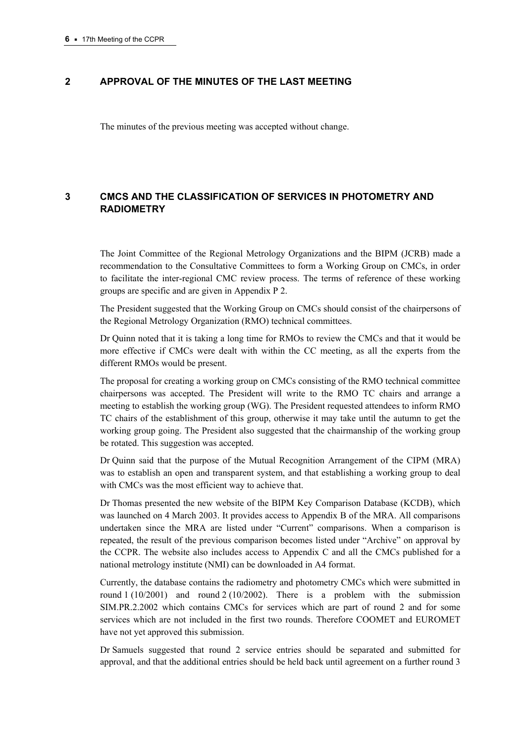## 2 APPROVAL OF THE MINUTES OF THE LAST MEETING

The minutes of the previous meeting was accepted without change.

## 3 CMCS AND THE CLASSIFICATION OF SERVICES IN PHOTOMETRY AND RADIOMETRY

The Joint Committee of the Regional Metrology Organizations and the BIPM (JCRB) made a recommendation to the Consultative Committees to form a Working Group on CMCs, in order to facilitate the inter-regional CMC review process. The terms of reference of these working groups are specific and are given in Appendix P 2.

The President suggested that the Working Group on CMCs should consist of the chairpersons of the Regional Metrology Organization (RMO) technical committees.

Dr Quinn noted that it is taking a long time for RMOs to review the CMCs and that it would be more effective if CMCs were dealt with within the CC meeting, as all the experts from the different RMOs would be present.

The proposal for creating a working group on CMCs consisting of the RMO technical committee chairpersons was accepted. The President will write to the RMO TC chairs and arrange a meeting to establish the working group (WG). The President requested attendees to inform RMO TC chairs of the establishment of this group, otherwise it may take until the autumn to get the working group going. The President also suggested that the chairmanship of the working group be rotated. This suggestion was accepted.

Dr Quinn said that the purpose of the Mutual Recognition Arrangement of the CIPM (MRA) was to establish an open and transparent system, and that establishing a working group to deal with CMCs was the most efficient way to achieve that.

Dr Thomas presented the new website of the BIPM Key Comparison Database (KCDB), which was launched on 4 March 2003. It provides access to Appendix B of the MRA. All comparisons undertaken since the MRA are listed under "Current" comparisons. When a comparison is repeated, the result of the previous comparison becomes listed under "Archive" on approval by the CCPR. The website also includes access to Appendix C and all the CMCs published for a national metrology institute (NMI) can be downloaded in A4 format.

Currently, the database contains the radiometry and photometry CMCs which were submitted in round 1 (10/2001) and round 2 (10/2002). There is a problem with the submission SIM.PR.2.2002 which contains CMCs for services which are part of round 2 and for some services which are not included in the first two rounds. Therefore COOMET and EUROMET have not yet approved this submission.

Dr Samuels suggested that round 2 service entries should be separated and submitted for approval, and that the additional entries should be held back until agreement on a further round 3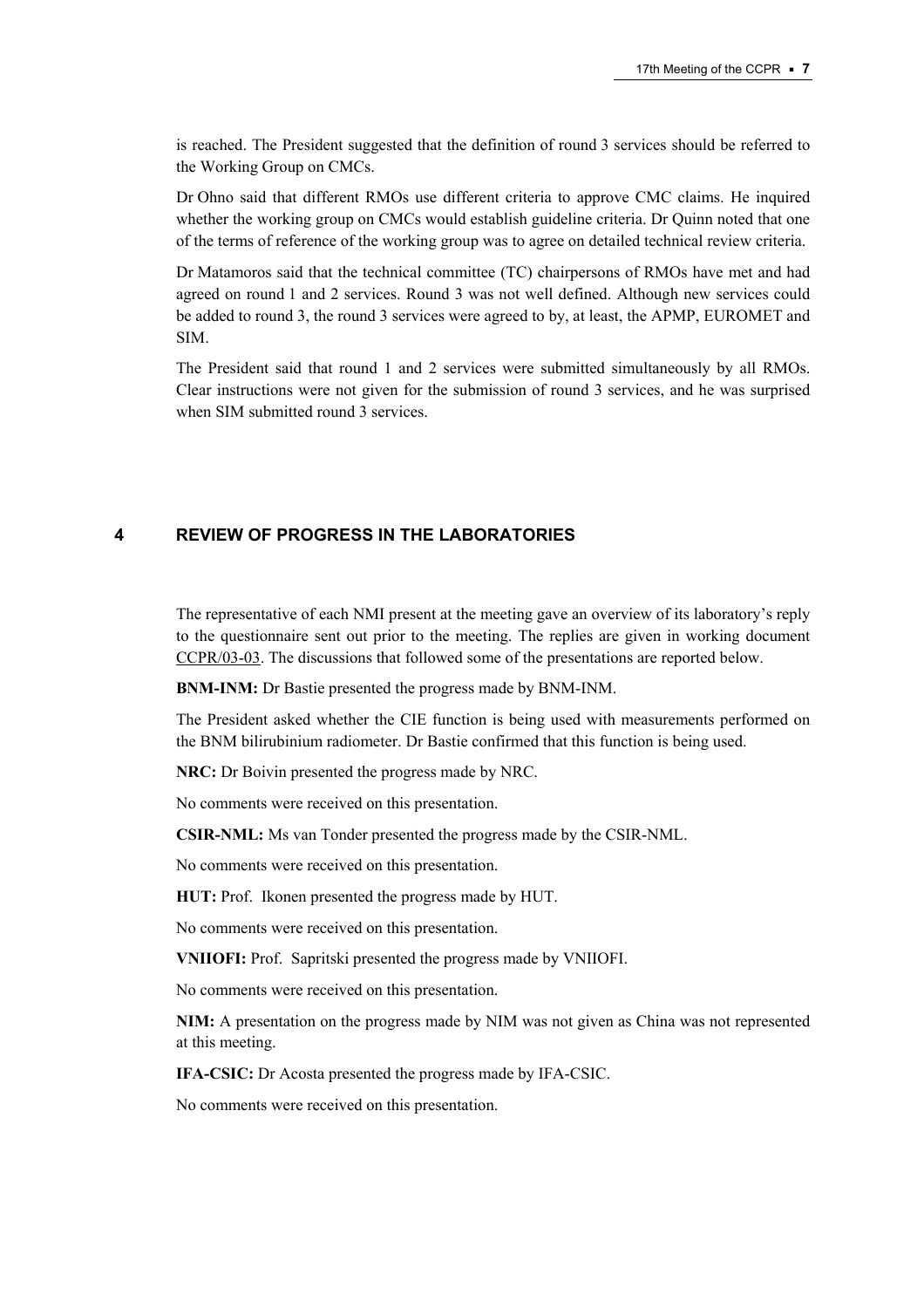is reached. The President suggested that the definition of round 3 services should be referred to the Working Group on CMCs.

Dr Ohno said that different RMOs use different criteria to approve CMC claims. He inquired whether the working group on CMCs would establish guideline criteria. Dr Quinn noted that one of the terms of reference of the working group was to agree on detailed technical review criteria.

Dr Matamoros said that the technical committee (TC) chairpersons of RMOs have met and had agreed on round 1 and 2 services. Round 3 was not well defined. Although new services could be added to round 3, the round 3 services were agreed to by, at least, the APMP, EUROMET and SIM.

The President said that round 1 and 2 services were submitted simultaneously by all RMOs. Clear instructions were not given for the submission of round 3 services, and he was surprised when SIM submitted round 3 services.

## 4 REVIEW OF PROGRESS IN THE LABORATORIES

The representative of each NMI present at the meeting gave an overview of its laboratory's reply to the questionnaire sent out prior to the meeting. The replies are given in working document CCPR/03-03. The discussions that followed some of the presentations are reported below.

**BNM-INM:** Dr Bastie presented the progress made by BNM-INM.

The President asked whether the CIE function is being used with measurements performed on the BNM bilirubinium radiometer. Dr Bastie confirmed that this function is being used.

**NRC:** Dr Boivin presented the progress made by NRC.

No comments were received on this presentation.

**CSIR-NML:** Ms van Tonder presented the progress made by the CSIR-NML.

No comments were received on this presentation.

**HUT:** Prof. Ikonen presented the progress made by HUT.

No comments were received on this presentation.

**VNIIOFI:** Prof. Sapritski presented the progress made by VNIIOFI.

No comments were received on this presentation.

**NIM:** A presentation on the progress made by NIM was not given as China was not represented at this meeting.

**IFA-CSIC:** Dr Acosta presented the progress made by IFA-CSIC.

No comments were received on this presentation.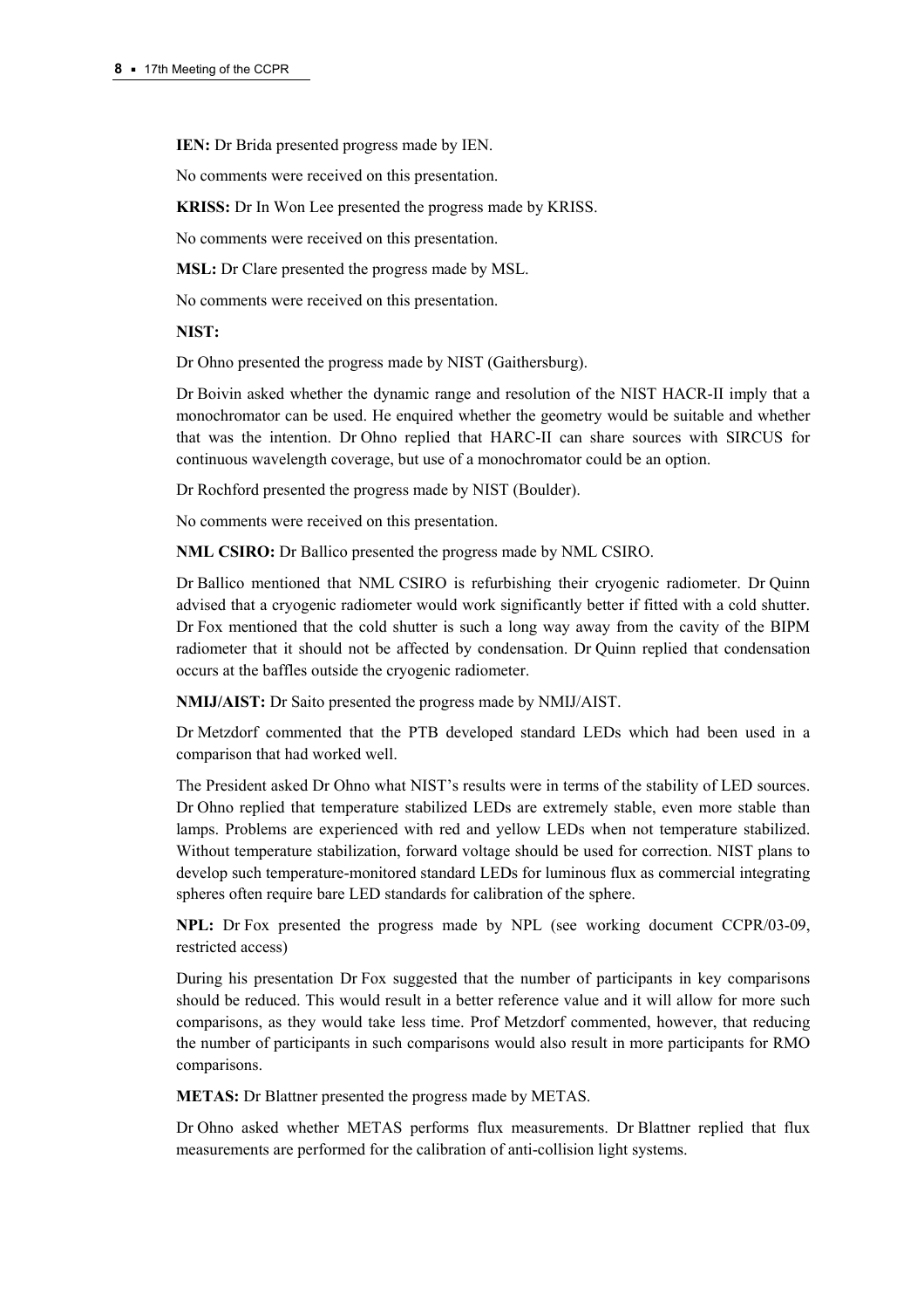**IEN:** Dr Brida presented progress made by IEN.

No comments were received on this presentation.

**KRISS:** Dr In Won Lee presented the progress made by KRISS.

No comments were received on this presentation.

**MSL:** Dr Clare presented the progress made by MSL.

No comments were received on this presentation.

**NIST:**

Dr Ohno presented the progress made by NIST (Gaithersburg).

Dr Boivin asked whether the dynamic range and resolution of the NIST HACR-II imply that a monochromator can be used. He enquired whether the geometry would be suitable and whether that was the intention. Dr Ohno replied that HARC-II can share sources with SIRCUS for continuous wavelength coverage, but use of a monochromator could be an option.

Dr Rochford presented the progress made by NIST (Boulder).

No comments were received on this presentation.

**NML CSIRO:** Dr Ballico presented the progress made by NML CSIRO.

Dr Ballico mentioned that NML CSIRO is refurbishing their cryogenic radiometer. Dr Quinn advised that a cryogenic radiometer would work significantly better if fitted with a cold shutter. Dr Fox mentioned that the cold shutter is such a long way away from the cavity of the BIPM radiometer that it should not be affected by condensation. Dr Quinn replied that condensation occurs at the baffles outside the cryogenic radiometer.

**NMIJ/AIST:** Dr Saito presented the progress made by NMIJ/AIST.

Dr Metzdorf commented that the PTB developed standard LEDs which had been used in a comparison that had worked well.

The President asked Dr Ohno what NIST's results were in terms of the stability of LED sources. Dr Ohno replied that temperature stabilized LEDs are extremely stable, even more stable than lamps. Problems are experienced with red and yellow LEDs when not temperature stabilized. Without temperature stabilization, forward voltage should be used for correction. NIST plans to develop such temperature-monitored standard LEDs for luminous flux as commercial integrating spheres often require bare LED standards for calibration of the sphere.

**NPL:** Dr Fox presented the progress made by NPL (see working document CCPR/03-09, restricted access)

During his presentation Dr Fox suggested that the number of participants in key comparisons should be reduced. This would result in a better reference value and it will allow for more such comparisons, as they would take less time. Prof Metzdorf commented, however, that reducing the number of participants in such comparisons would also result in more participants for RMO comparisons.

**METAS:** Dr Blattner presented the progress made by METAS.

Dr Ohno asked whether METAS performs flux measurements. Dr Blattner replied that flux measurements are performed for the calibration of anti-collision light systems.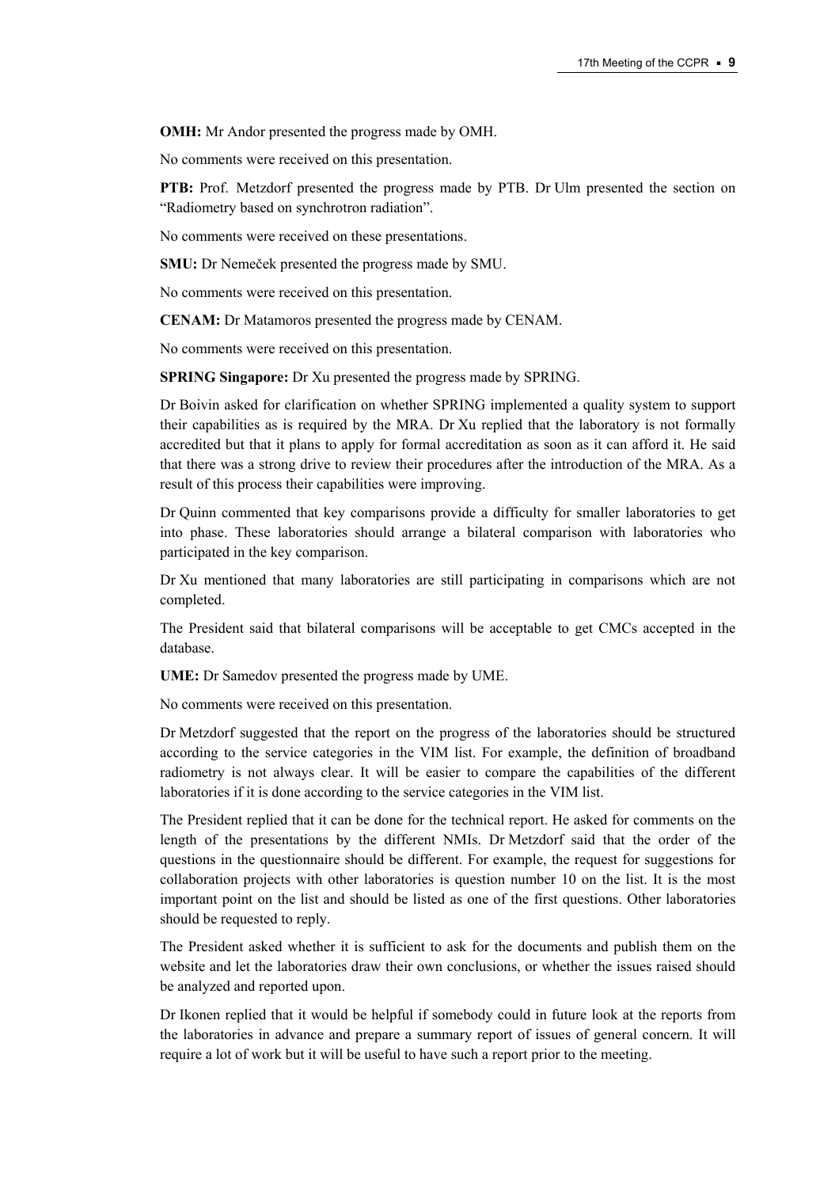**OMH:** Mr Andor presented the progress made by OMH.

No comments were received on this presentation.

**PTB:** Prof. Metzdorf presented the progress made by PTB. Dr Ulm presented the section on “Radiometry based on synchrotron radiation”.

No comments were received on these presentations.

**SMU:** Dr Nemeček presented the progress made by SMU.

No comments were received on this presentation.

**CENAM:** Dr Matamoros presented the progress made by CENAM.

No comments were received on this presentation.

**SPRING Singapore:** Dr Xu presented the progress made by SPRING.

Dr Boivin asked for clarification on whether SPRING implemented a quality system to support their capabilities as is required by the MRA. Dr Xu replied that the laboratory is not formally accredited but that it plans to apply for formal accreditation as soon as it can afford it. He said that there was a strong drive to review their procedures after the introduction of the MRA. As a result of this process their capabilities were improving.

Dr Quinn commented that key comparisons provide a difficulty for smaller laboratories to get into phase. These laboratories should arrange a bilateral comparison with laboratories who participated in the key comparison.

Dr Xu mentioned that many laboratories are still participating in comparisons which are not completed.

The President said that bilateral comparisons will be acceptable to get CMCs accepted in the database.

**UME:** Dr Samedov presented the progress made by UME.

No comments were received on this presentation.

Dr Metzdorf suggested that the report on the progress of the laboratories should be structured according to the service categories in the VIM list. For example, the definition of broadband radiometry is not always clear. It will be easier to compare the capabilities of the different laboratories if it is done according to the service categories in the VIM list.

The President replied that it can be done for the technical report. He asked for comments on the length of the presentations by the different NMIs. Dr Metzdorf said that the order of the questions in the questionnaire should be different. For example, the request for suggestions for collaboration projects with other laboratories is question number 10 on the list. It is the most important point on the list and should be listed as one of the first questions. Other laboratories should be requested to reply.

The President asked whether it is sufficient to ask for the documents and publish them on the website and let the laboratories draw their own conclusions, or whether the issues raised should be analyzed and reported upon.

Dr Ikonen replied that it would be helpful if somebody could in future look at the reports from the laboratories in advance and prepare a summary report of issues of general concern. It will require a lot of work but it will be useful to have such a report prior to the meeting.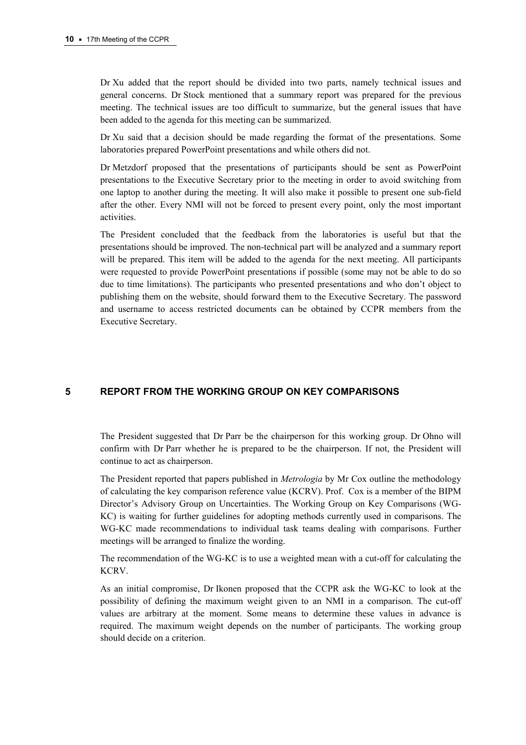Dr Xu added that the report should be divided into two parts, namely technical issues and general concerns. Dr Stock mentioned that a summary report was prepared for the previous meeting. The technical issues are too difficult to summarize, but the general issues that have been added to the agenda for this meeting can be summarized.

Dr Xu said that a decision should be made regarding the format of the presentations. Some laboratories prepared PowerPoint presentations and while others did not.

Dr Metzdorf proposed that the presentations of participants should be sent as PowerPoint presentations to the Executive Secretary prior to the meeting in order to avoid switching from one laptop to another during the meeting. It will also make it possible to present one sub-field after the other. Every NMI will not be forced to present every point, only the most important activities.

The President concluded that the feedback from the laboratories is useful but that the presentations should be improved. The non-technical part will be analyzed and a summary report will be prepared. This item will be added to the agenda for the next meeting. All participants were requested to provide PowerPoint presentations if possible (some may not be able to do so due to time limitations). The participants who presented presentations and who don't object to publishing them on the website, should forward them to the Executive Secretary. The password and username to access restricted documents can be obtained by CCPR members from the Executive Secretary.

## 5 REPORT FROM THE WORKING GROUP ON KEY COMPARISONS

The President suggested that Dr Parr be the chairperson for this working group. Dr Ohno will confirm with Dr Parr whether he is prepared to be the chairperson. If not, the President will continue to act as chairperson.

The President reported that papers published in *Metrologia* by Mr Cox outline the methodology of calculating the key comparison reference value (KCRV). Prof. Cox is a member of the BIPM Director's Advisory Group on Uncertainties. The Working Group on Key Comparisons (WG-KC) is waiting for further guidelines for adopting methods currently used in comparisons. The WG-KC made recommendations to individual task teams dealing with comparisons. Further meetings will be arranged to finalize the wording.

The recommendation of the WG-KC is to use a weighted mean with a cut-off for calculating the KCRV.

As an initial compromise, Dr Ikonen proposed that the CCPR ask the WG-KC to look at the possibility of defining the maximum weight given to an NMI in a comparison. The cut-off values are arbitrary at the moment. Some means to determine these values in advance is required. The maximum weight depends on the number of participants. The working group should decide on a criterion.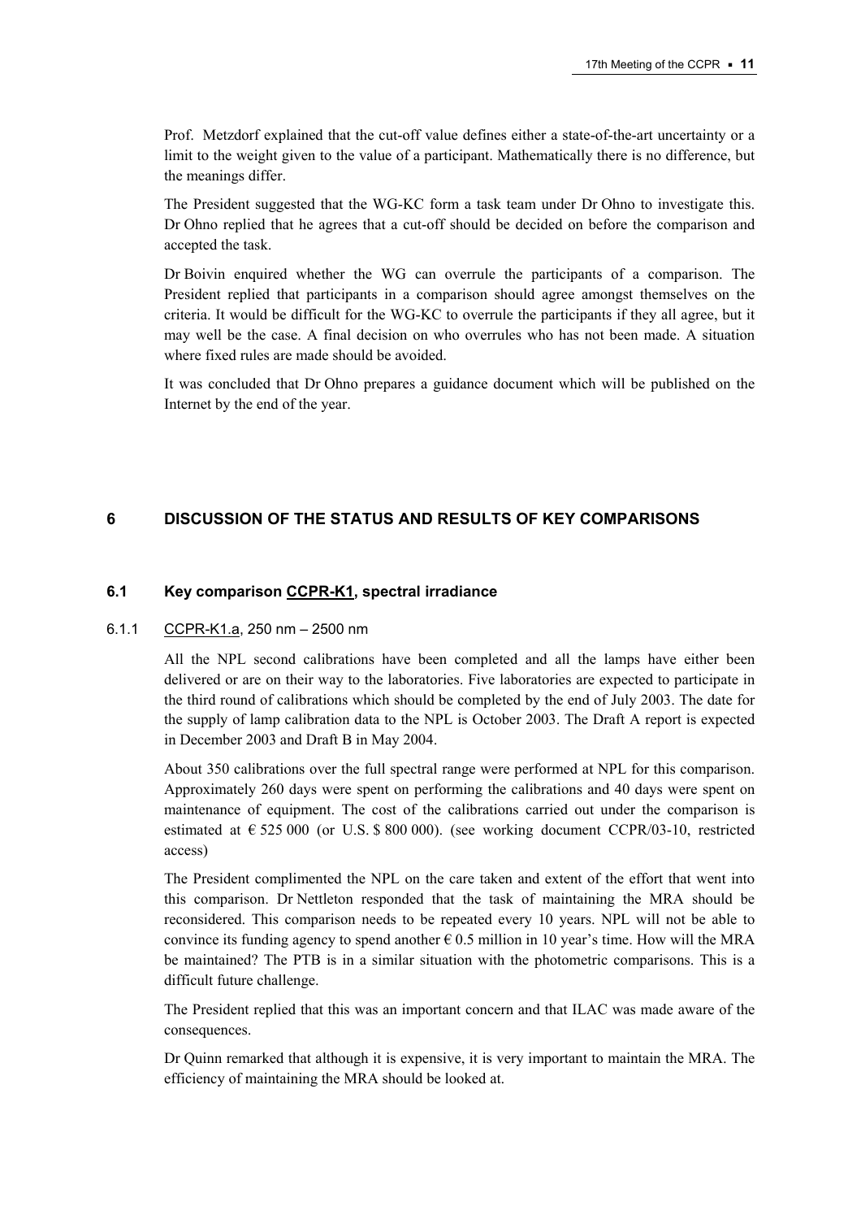Prof. Metzdorf explained that the cut-off value defines either a state-of-the-art uncertainty or a limit to the weight given to the value of a participant. Mathematically there is no difference, but the meanings differ.

The President suggested that the WG-KC form a task team under Dr Ohno to investigate this. Dr Ohno replied that he agrees that a cut-off should be decided on before the comparison and accepted the task.

Dr Boivin enquired whether the WG can overrule the participants of a comparison. The President replied that participants in a comparison should agree amongst themselves on the criteria. It would be difficult for the WG-KC to overrule the participants if they all agree, but it may well be the case. A final decision on who overrules who has not been made. A situation where fixed rules are made should be avoided.

It was concluded that Dr Ohno prepares a guidance document which will be published on the Internet by the end of the year.

## 6 DISCUSSION OF THE STATUS AND RESULTS OF KEY COMPARISONS

### 6.1 Key comparison CCPR-K1, spectral irradiance

#### 6.1.1 CCPR-K1.a, 250 nm – 2500 nm

All the NPL second calibrations have been completed and all the lamps have either been delivered or are on their way to the laboratories. Five laboratories are expected to participate in the third round of calibrations which should be completed by the end of July 2003. The date for the supply of lamp calibration data to the NPL is October 2003. The Draft A report is expected in December 2003 and Draft B in May 2004.

About 350 calibrations over the full spectral range were performed at NPL for this comparison. Approximately 260 days were spent on performing the calibrations and 40 days were spent on maintenance of equipment. The cost of the calibrations carried out under the comparison is estimated at € 525 000 (or U.S. $ 800 000). (see working document CCPR/03-10, restricted access)

The President complimented the NPL on the care taken and extent of the effort that went into this comparison. Dr Nettleton responded that the task of maintaining the MRA should be reconsidered. This comparison needs to be repeated every 10 years. NPL will not be able to convince its funding agency to spend another € 0.5 million in 10 year's time. How will the MRA be maintained? The PTB is in a similar situation with the photometric comparisons. This is a difficult future challenge.

The President replied that this was an important concern and that ILAC was made aware of the consequences.

Dr Quinn remarked that although it is expensive, it is very important to maintain the MRA. The efficiency of maintaining the MRA should be looked at.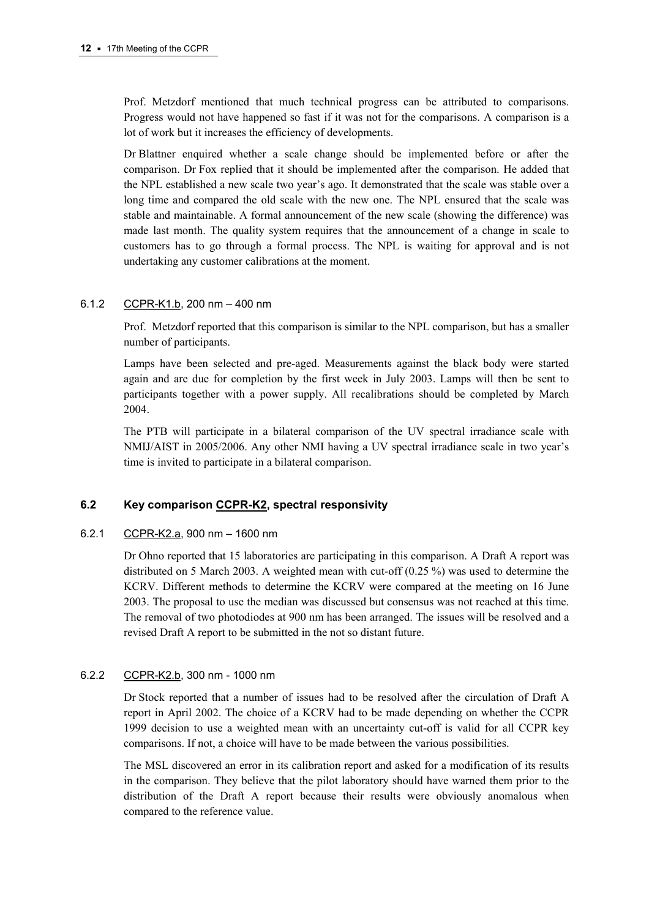Prof. Metzdorf mentioned that much technical progress can be attributed to comparisons. Progress would not have happened so fast if it was not for the comparisons. A comparison is a lot of work but it increases the efficiency of developments.

Dr Blattner enquired whether a scale change should be implemented before or after the comparison. Dr Fox replied that it should be implemented after the comparison. He added that the NPL established a new scale two year's ago. It demonstrated that the scale was stable over a long time and compared the old scale with the new one. The NPL ensured that the scale was stable and maintainable. A formal announcement of the new scale (showing the difference) was made last month. The quality system requires that the announcement of a change in scale to customers has to go through a formal process. The NPL is waiting for approval and is not undertaking any customer calibrations at the moment.

#### 6.1.2 CCPR-K1.b, 200 nm – 400 nm

Prof. Metzdorf reported that this comparison is similar to the NPL comparison, but has a smaller number of participants.

Lamps have been selected and pre-aged. Measurements against the black body were started again and are due for completion by the first week in July 2003. Lamps will then be sent to participants together with a power supply. All recalibrations should be completed by March 2004.

The PTB will participate in a bilateral comparison of the UV spectral irradiance scale with NMIJ/AIST in 2005/2006. Any other NMI having a UV spectral irradiance scale in two year's time is invited to participate in a bilateral comparison.

### 6.2 Key comparison CCPR-K2, spectral responsivity

#### 6.2.1 CCPR-K2.a, 900 nm – 1600 nm

Dr Ohno reported that 15 laboratories are participating in this comparison. A Draft A report was distributed on 5 March 2003. A weighted mean with cut-off (0.25 %) was used to determine the KCRV. Different methods to determine the KCRV were compared at the meeting on 16 June 2003. The proposal to use the median was discussed but consensus was not reached at this time. The removal of two photodiodes at 900 nm has been arranged. The issues will be resolved and a revised Draft A report to be submitted in the not so distant future.

#### 6.2.2 CCPR-K2.b, 300 nm - 1000 nm

Dr Stock reported that a number of issues had to be resolved after the circulation of Draft A report in April 2002. The choice of a KCRV had to be made depending on whether the CCPR 1999 decision to use a weighted mean with an uncertainty cut-off is valid for all CCPR key comparisons. If not, a choice will have to be made between the various possibilities.

The MSL discovered an error in its calibration report and asked for a modification of its results in the comparison. They believe that the pilot laboratory should have warned them prior to the distribution of the Draft A report because their results were obviously anomalous when compared to the reference value.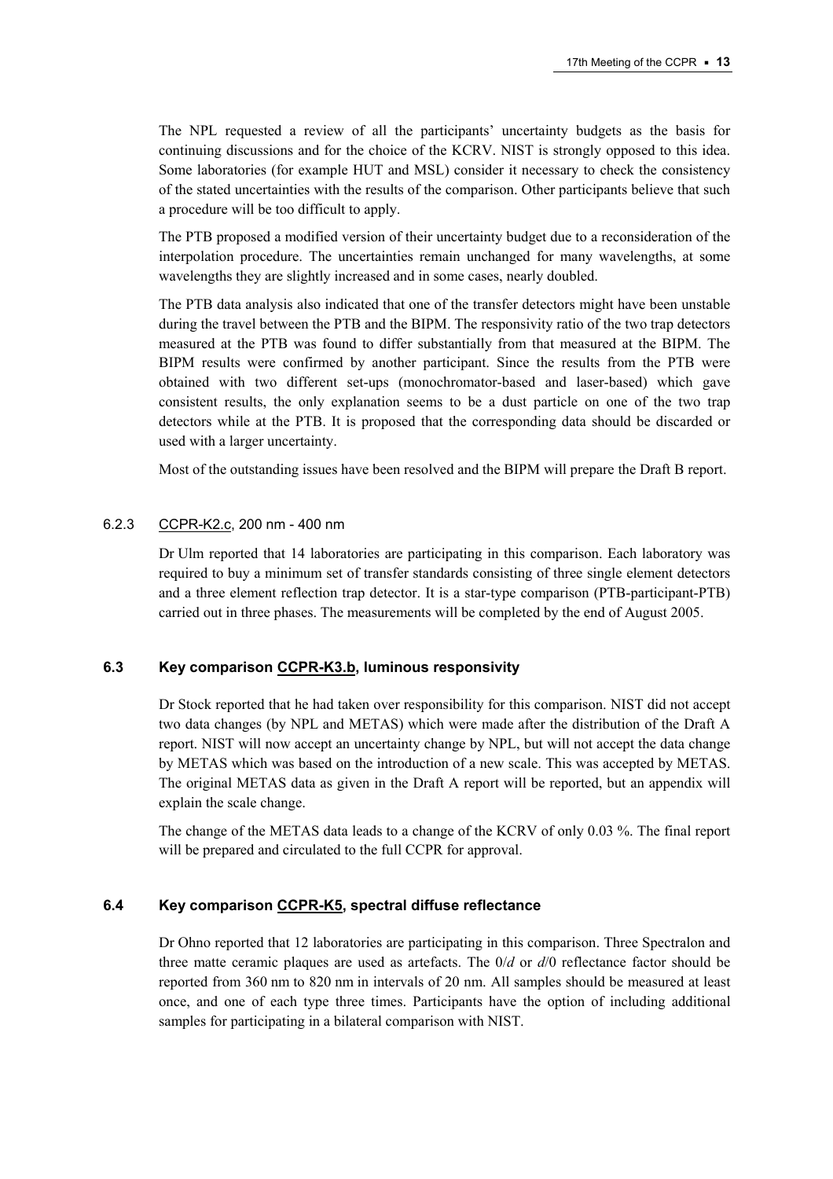The NPL requested a review of all the participants' uncertainty budgets as the basis for continuing discussions and for the choice of the KCRV. NIST is strongly opposed to this idea. Some laboratories (for example HUT and MSL) consider it necessary to check the consistency of the stated uncertainties with the results of the comparison. Other participants believe that such a procedure will be too difficult to apply.

The PTB proposed a modified version of their uncertainty budget due to a reconsideration of the interpolation procedure. The uncertainties remain unchanged for many wavelengths, at some wavelengths they are slightly increased and in some cases, nearly doubled.

The PTB data analysis also indicated that one of the transfer detectors might have been unstable during the travel between the PTB and the BIPM. The responsivity ratio of the two trap detectors measured at the PTB was found to differ substantially from that measured at the BIPM. The BIPM results were confirmed by another participant. Since the results from the PTB were obtained with two different set-ups (monochromator-based and laser-based) which gave consistent results, the only explanation seems to be a dust particle on one of the two trap detectors while at the PTB. It is proposed that the corresponding data should be discarded or used with a larger uncertainty.

Most of the outstanding issues have been resolved and the BIPM will prepare the Draft B report.

#### 6.2.3 CCPR-K2.c, 200 nm - 400 nm

Dr Ulm reported that 14 laboratories are participating in this comparison. Each laboratory was required to buy a minimum set of transfer standards consisting of three single element detectors and a three element reflection trap detector. It is a star-type comparison (PTB-participant-PTB) carried out in three phases. The measurements will be completed by the end of August 2005.

### 6.3 Key comparison CCPR-K3.b, luminous responsivity

Dr Stock reported that he had taken over responsibility for this comparison. NIST did not accept two data changes (by NPL and METAS) which were made after the distribution of the Draft A report. NIST will now accept an uncertainty change by NPL, but will not accept the data change by METAS which was based on the introduction of a new scale. This was accepted by METAS. The original METAS data as given in the Draft A report will be reported, but an appendix will explain the scale change.

The change of the METAS data leads to a change of the KCRV of only 0.03 %. The final report will be prepared and circulated to the full CCPR for approval.

### 6.4 Key comparison CCPR-K5, spectral diffuse reflectance

Dr Ohno reported that 12 laboratories are participating in this comparison. Three Spectralon and three matte ceramic plaques are used as artefacts. The 0/*d* or *d*/0 reflectance factor should be reported from 360 nm to 820 nm in intervals of 20 nm. All samples should be measured at least once, and one of each type three times. Participants have the option of including additional samples for participating in a bilateral comparison with NIST.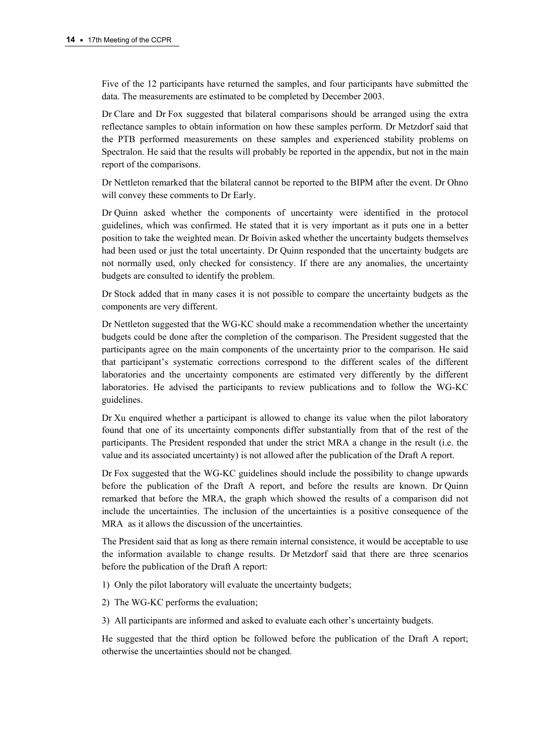Five of the 12 participants have returned the samples, and four participants have submitted the data. The measurements are estimated to be completed by December 2003.

Dr Clare and Dr Fox suggested that bilateral comparisons should be arranged using the extra reflectance samples to obtain information on how these samples perform. Dr Metzdorf said that the PTB performed measurements on these samples and experienced stability problems on Spectralon. He said that the results will probably be reported in the appendix, but not in the main report of the comparisons.

Dr Nettleton remarked that the bilateral cannot be reported to the BIPM after the event. Dr Ohno will convey these comments to Dr Early.

Dr Quinn asked whether the components of uncertainty were identified in the protocol guidelines, which was confirmed. He stated that it is very important as it puts one in a better position to take the weighted mean. Dr Boivin asked whether the uncertainty budgets themselves had been used or just the total uncertainty. Dr Quinn responded that the uncertainty budgets are not normally used, only checked for consistency. If there are any anomalies, the uncertainty budgets are consulted to identify the problem.

Dr Stock added that in many cases it is not possible to compare the uncertainty budgets as the components are very different.

Dr Nettleton suggested that the WG-KC should make a recommendation whether the uncertainty budgets could be done after the completion of the comparison. The President suggested that the participants agree on the main components of the uncertainty prior to the comparison. He said that participant's systematic corrections correspond to the different scales of the different laboratories and the uncertainty components are estimated very differently by the different laboratories. He advised the participants to review publications and to follow the WG-KC guidelines.

Dr Xu enquired whether a participant is allowed to change its value when the pilot laboratory found that one of its uncertainty components differ substantially from that of the rest of the participants. The President responded that under the strict MRA a change in the result (i.e. the value and its associated uncertainty) is not allowed after the publication of the Draft A report.

Dr Fox suggested that the WG-KC guidelines should include the possibility to change upwards before the publication of the Draft A report, and before the results are known. Dr Quinn remarked that before the MRA, the graph which showed the results of a comparison did not include the uncertainties. The inclusion of the uncertainties is a positive consequence of the MRA as it allows the discussion of the uncertainties.

The President said that as long as there remain internal consistence, it would be acceptable to use the information available to change results. Dr Metzdorf said that there are three scenarios before the publication of the Draft A report:

1) Only the pilot laboratory will evaluate the uncertainty budgets;

2) The WG-KC performs the evaluation;

3) All participants are informed and asked to evaluate each other's uncertainty budgets.

He suggested that the third option be followed before the publication of the Draft A report; otherwise the uncertainties should not be changed.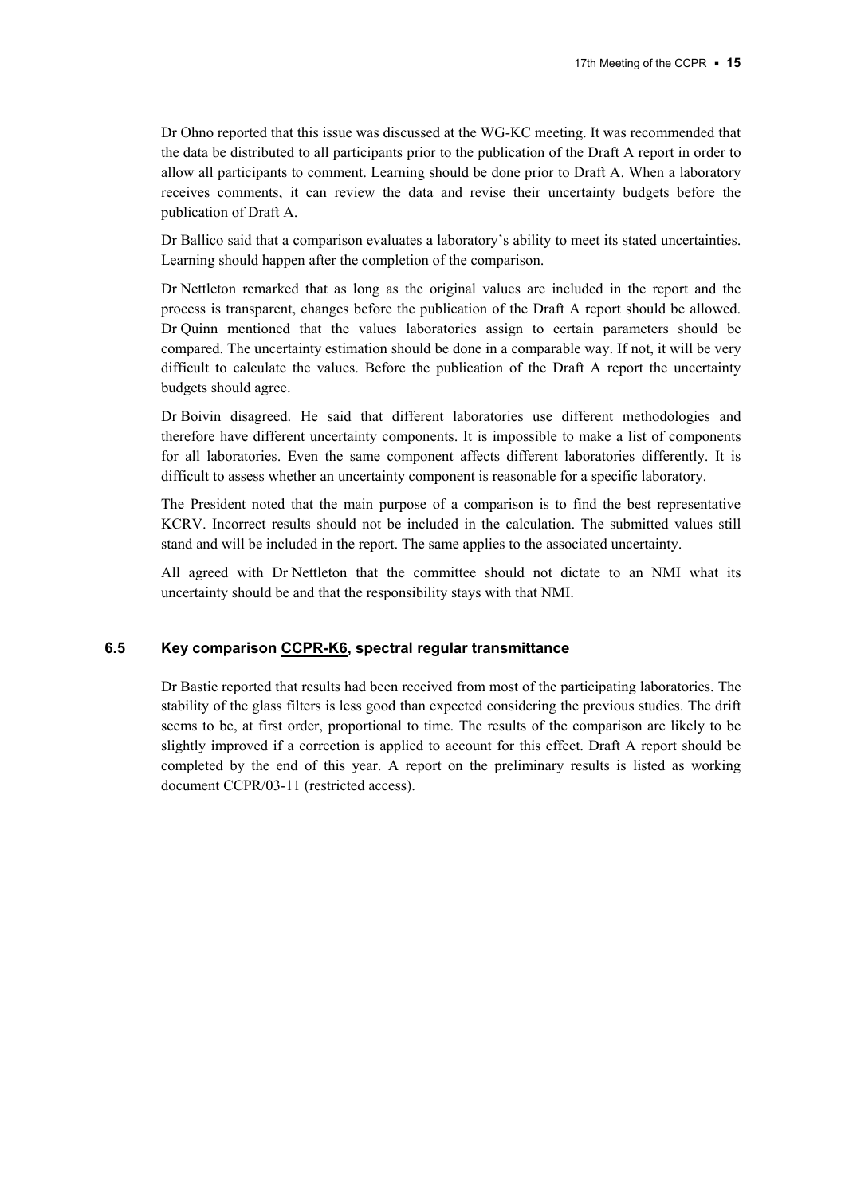Dr Ohno reported that this issue was discussed at the WG-KC meeting. It was recommended that the data be distributed to all participants prior to the publication of the Draft A report in order to allow all participants to comment. Learning should be done prior to Draft A. When a laboratory receives comments, it can review the data and revise their uncertainty budgets before the publication of Draft A.

Dr Ballico said that a comparison evaluates a laboratory's ability to meet its stated uncertainties. Learning should happen after the completion of the comparison.

Dr Nettleton remarked that as long as the original values are included in the report and the process is transparent, changes before the publication of the Draft A report should be allowed. Dr Quinn mentioned that the values laboratories assign to certain parameters should be compared. The uncertainty estimation should be done in a comparable way. If not, it will be very difficult to calculate the values. Before the publication of the Draft A report the uncertainty budgets should agree.

Dr Boivin disagreed. He said that different laboratories use different methodologies and therefore have different uncertainty components. It is impossible to make a list of components for all laboratories. Even the same component affects different laboratories differently. It is difficult to assess whether an uncertainty component is reasonable for a specific laboratory.

The President noted that the main purpose of a comparison is to find the best representative KCRV. Incorrect results should not be included in the calculation. The submitted values still stand and will be included in the report. The same applies to the associated uncertainty.

All agreed with Dr Nettleton that the committee should not dictate to an NMI what its uncertainty should be and that the responsibility stays with that NMI.

### 6.5 Key comparison CCPR-K6, spectral regular transmittance

Dr Bastie reported that results had been received from most of the participating laboratories. The stability of the glass filters is less good than expected considering the previous studies. The drift seems to be, at first order, proportional to time. The results of the comparison are likely to be slightly improved if a correction is applied to account for this effect. Draft A report should be completed by the end of this year. A report on the preliminary results is listed as working document CCPR/03-11 (restricted access).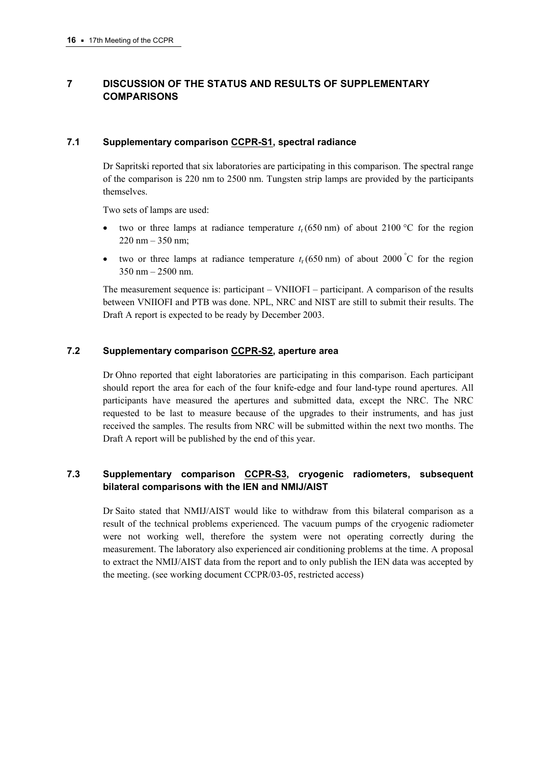## 7 DISCUSSION OF THE STATUS AND RESULTS OF SUPPLEMENTARY COMPARISONS

### 7.1 Supplementary comparison CCPR-S1, spectral radiance

Dr Sapritski reported that six laboratories are participating in this comparison. The spectral range of the comparison is 220 nm to 2500 nm. Tungsten strip lamps are provided by the participants themselves.

Two sets of lamps are used:

- two or three lamps at radiance temperature $t_r$ (650 nm) of about 2100 °C for the region 220 nm – 350 nm;
- two or three lamps at radiance temperature $t_r$ (650 nm) of about 2000 °C for the region 350 nm – 2500 nm.

The measurement sequence is: participant – VNIIOFI – participant. A comparison of the results between VNIIOFI and PTB was done. NPL, NRC and NIST are still to submit their results. The Draft A report is expected to be ready by December 2003.

### 7.2 Supplementary comparison CCPR-S2, aperture area

Dr Ohno reported that eight laboratories are participating in this comparison. Each participant should report the area for each of the four knife-edge and four land-type round apertures. All participants have measured the apertures and submitted data, except the NRC. The NRC requested to be last to measure because of the upgrades to their instruments, and has just received the samples. The results from NRC will be submitted within the next two months. The Draft A report will be published by the end of this year.

### 7.3 Supplementary comparison CCPR-S3, cryogenic radiometers, subsequent bilateral comparisons with the IEN and NMIJ/AIST

Dr Saito stated that NMIJ/AIST would like to withdraw from this bilateral comparison as a result of the technical problems experienced. The vacuum pumps of the cryogenic radiometer were not working well, therefore the system were not operating correctly during the measurement. The laboratory also experienced air conditioning problems at the time. A proposal to extract the NMIJ/AIST data from the report and to only publish the IEN data was accepted by the meeting. (see working document CCPR/03-05, restricted access)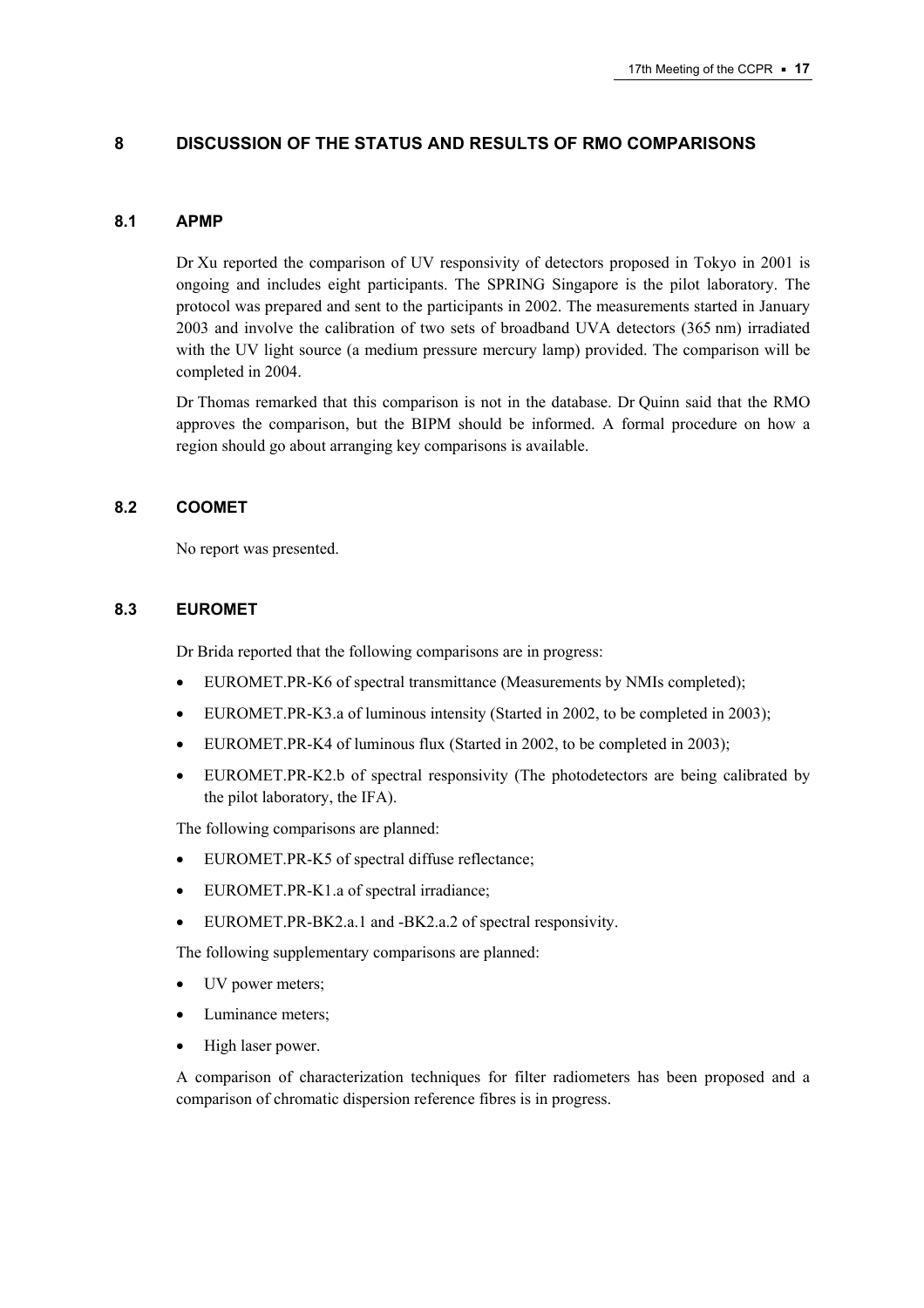## 8 DISCUSSION OF THE STATUS AND RESULTS OF RMO COMPARISONS

### 8.1 APMP

Dr Xu reported the comparison of UV responsivity of detectors proposed in Tokyo in 2001 is ongoing and includes eight participants. The SPRING Singapore is the pilot laboratory. The protocol was prepared and sent to the participants in 2002. The measurements started in January 2003 and involve the calibration of two sets of broadband UVA detectors (365 nm) irradiated with the UV light source (a medium pressure mercury lamp) provided. The comparison will be completed in 2004.

Dr Thomas remarked that this comparison is not in the database. Dr Quinn said that the RMO approves the comparison, but the BIPM should be informed. A formal procedure on how a region should go about arranging key comparisons is available.

### 8.2 COOMET

No report was presented.

### 8.3 EUROMET

Dr Brida reported that the following comparisons are in progress:

- EUROMET.PR-K6 of spectral transmittance (Measurements by NMIs completed);
- EUROMET.PR-K3.a of luminous intensity (Started in 2002, to be completed in 2003);
- EUROMET.PR-K4 of luminous flux (Started in 2002, to be completed in 2003);
- EUROMET.PR-K2.b of spectral responsivity (The photodetectors are being calibrated by the pilot laboratory, the IFA).

The following comparisons are planned:

- EUROMET.PR-K5 of spectral diffuse reflectance;
- EUROMET.PR-K1.a of spectral irradiance;
- EUROMET.PR-BK2.a.1 and -BK2.a.2 of spectral responsivity.

The following supplementary comparisons are planned:

- UV power meters;
- Luminance meters;
- High laser power.

A comparison of characterization techniques for filter radiometers has been proposed and a comparison of chromatic dispersion reference fibres is in progress.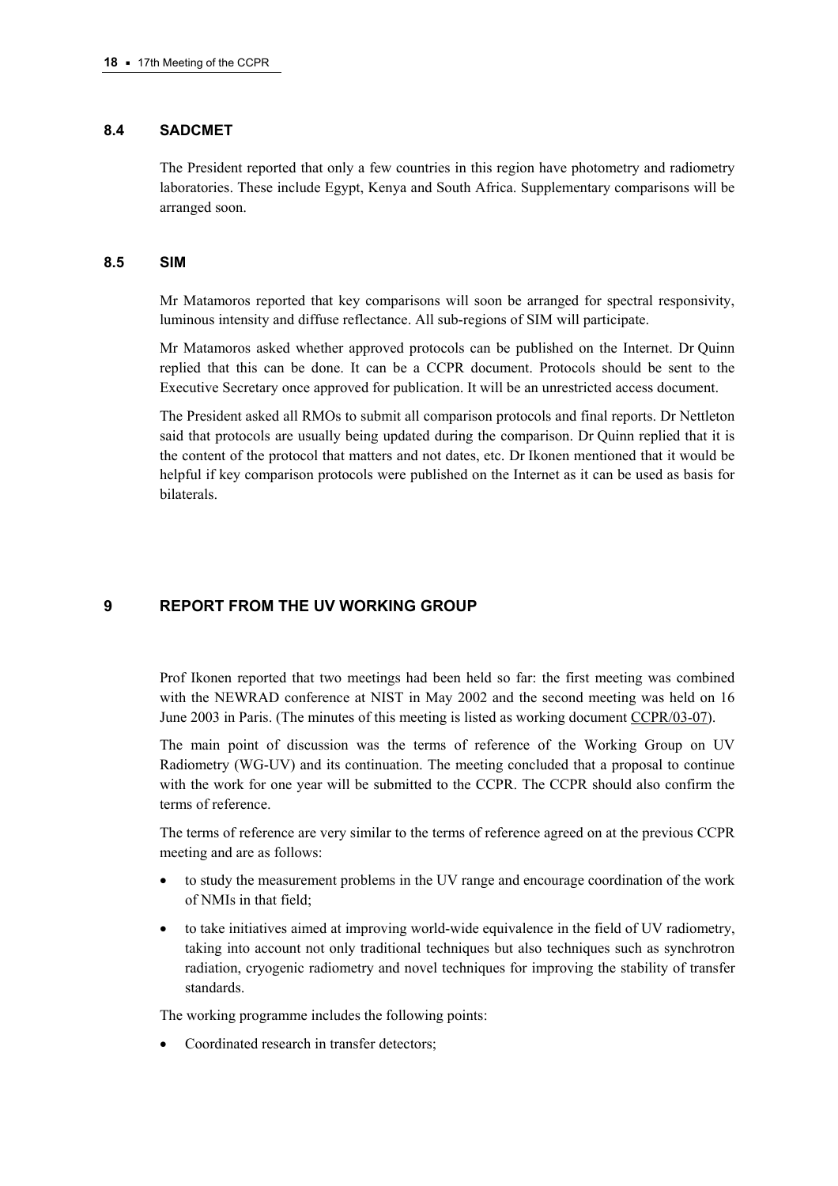### 8.4 SADCMET

The President reported that only a few countries in this region have photometry and radiometry laboratories. These include Egypt, Kenya and South Africa. Supplementary comparisons will be arranged soon.

### 8.5 SIM

Mr Matamoros reported that key comparisons will soon be arranged for spectral responsivity, luminous intensity and diffuse reflectance. All sub-regions of SIM will participate.

Mr Matamoros asked whether approved protocols can be published on the Internet. Dr Quinn replied that this can be done. It can be a CCPR document. Protocols should be sent to the Executive Secretary once approved for publication. It will be an unrestricted access document.

The President asked all RMOs to submit all comparison protocols and final reports. Dr Nettleton said that protocols are usually being updated during the comparison. Dr Quinn replied that it is the content of the protocol that matters and not dates, etc. Dr Ikonen mentioned that it would be helpful if key comparison protocols were published on the Internet as it can be used as basis for bilaterals.

## 9 REPORT FROM THE UV WORKING GROUP

Prof Ikonen reported that two meetings had been held so far: the first meeting was combined with the NEWRAD conference at NIST in May 2002 and the second meeting was held on 16 June 2003 in Paris. (The minutes of this meeting is listed as working document CCPR/03-07).

The main point of discussion was the terms of reference of the Working Group on UV Radiometry (WG-UV) and its continuation. The meeting concluded that a proposal to continue with the work for one year will be submitted to the CCPR. The CCPR should also confirm the terms of reference.

The terms of reference are very similar to the terms of reference agreed on at the previous CCPR meeting and are as follows:

- to study the measurement problems in the UV range and encourage coordination of the work of NMIs in that field;
- to take initiatives aimed at improving world-wide equivalence in the field of UV radiometry, taking into account not only traditional techniques but also techniques such as synchrotron radiation, cryogenic radiometry and novel techniques for improving the stability of transfer standards.

The working programme includes the following points:

- Coordinated research in transfer detectors;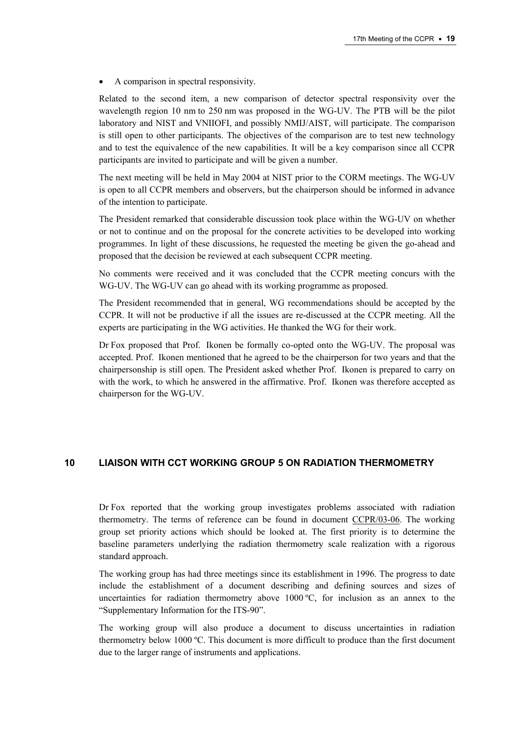- A comparison in spectral responsivity.

Related to the second item, a new comparison of detector spectral responsivity over the wavelength region 10 nm to 250 nm was proposed in the WG-UV. The PTB will be the pilot laboratory and NIST and VNIIOFI, and possibly NMIJ/AIST, will participate. The comparison is still open to other participants. The objectives of the comparison are to test new technology and to test the equivalence of the new capabilities. It will be a key comparison since all CCPR participants are invited to participate and will be given a number.

The next meeting will be held in May 2004 at NIST prior to the CORM meetings. The WG-UV is open to all CCPR members and observers, but the chairperson should be informed in advance of the intention to participate.

The President remarked that considerable discussion took place within the WG-UV on whether or not to continue and on the proposal for the concrete activities to be developed into working programmes. In light of these discussions, he requested the meeting be given the go-ahead and proposed that the decision be reviewed at each subsequent CCPR meeting.

No comments were received and it was concluded that the CCPR meeting concurs with the WG-UV. The WG-UV can go ahead with its working programme as proposed.

The President recommended that in general, WG recommendations should be accepted by the CCPR. It will not be productive if all the issues are re-discussed at the CCPR meeting. All the experts are participating in the WG activities. He thanked the WG for their work.

Dr Fox proposed that Prof. Ikonen be formally co-opted onto the WG-UV. The proposal was accepted. Prof. Ikonen mentioned that he agreed to be the chairperson for two years and that the chairpersonship is still open. The President asked whether Prof. Ikonen is prepared to carry on with the work, to which he answered in the affirmative. Prof. Ikonen was therefore accepted as chairperson for the WG-UV.

## 10 LIAISON WITH CCT WORKING GROUP 5 ON RADIATION THERMOMETRY

Dr Fox reported that the working group investigates problems associated with radiation thermometry. The terms of reference can be found in document CCPR/03-06. The working group set priority actions which should be looked at. The first priority is to determine the baseline parameters underlying the radiation thermometry scale realization with a rigorous standard approach.

The working group has had three meetings since its establishment in 1996. The progress to date include the establishment of a document describing and defining sources and sizes of uncertainties for radiation thermometry above 1000 ºC, for inclusion as an annex to the "Supplementary Information for the ITS-90".

The working group will also produce a document to discuss uncertainties in radiation thermometry below 1000 ºC. This document is more difficult to produce than the first document due to the larger range of instruments and applications.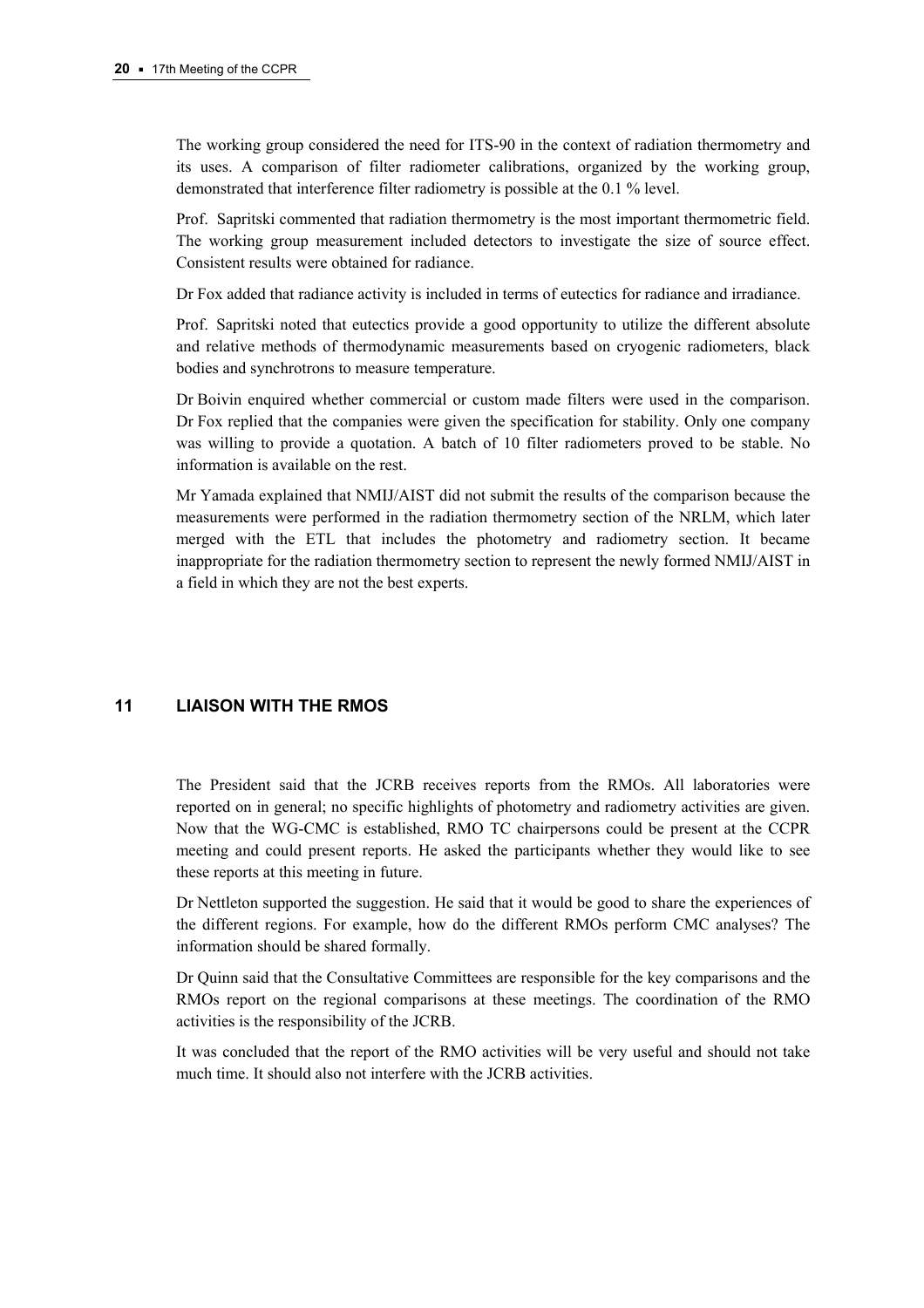The working group considered the need for ITS-90 in the context of radiation thermometry and its uses. A comparison of filter radiometer calibrations, organized by the working group, demonstrated that interference filter radiometry is possible at the 0.1 % level.

Prof. Sapritski commented that radiation thermometry is the most important thermometric field. The working group measurement included detectors to investigate the size of source effect. Consistent results were obtained for radiance.

Dr Fox added that radiance activity is included in terms of eutectics for radiance and irradiance.

Prof. Sapritski noted that eutectics provide a good opportunity to utilize the different absolute and relative methods of thermodynamic measurements based on cryogenic radiometers, black bodies and synchrotrons to measure temperature.

Dr Boivin enquired whether commercial or custom made filters were used in the comparison. Dr Fox replied that the companies were given the specification for stability. Only one company was willing to provide a quotation. A batch of 10 filter radiometers proved to be stable. No information is available on the rest.

Mr Yamada explained that NMIJ/AIST did not submit the results of the comparison because the measurements were performed in the radiation thermometry section of the NRLM, which later merged with the ETL that includes the photometry and radiometry section. It became inappropriate for the radiation thermometry section to represent the newly formed NMIJ/AIST in a field in which they are not the best experts.

## 11 LIAISON WITH THE RMOS

The President said that the JCRB receives reports from the RMOs. All laboratories were reported on in general; no specific highlights of photometry and radiometry activities are given. Now that the WG-CMC is established, RMO TC chairpersons could be present at the CCPR meeting and could present reports. He asked the participants whether they would like to see these reports at this meeting in future.

Dr Nettleton supported the suggestion. He said that it would be good to share the experiences of the different regions. For example, how do the different RMOs perform CMC analyses? The information should be shared formally.

Dr Quinn said that the Consultative Committees are responsible for the key comparisons and the RMOs report on the regional comparisons at these meetings. The coordination of the RMO activities is the responsibility of the JCRB.

It was concluded that the report of the RMO activities will be very useful and should not take much time. It should also not interfere with the JCRB activities.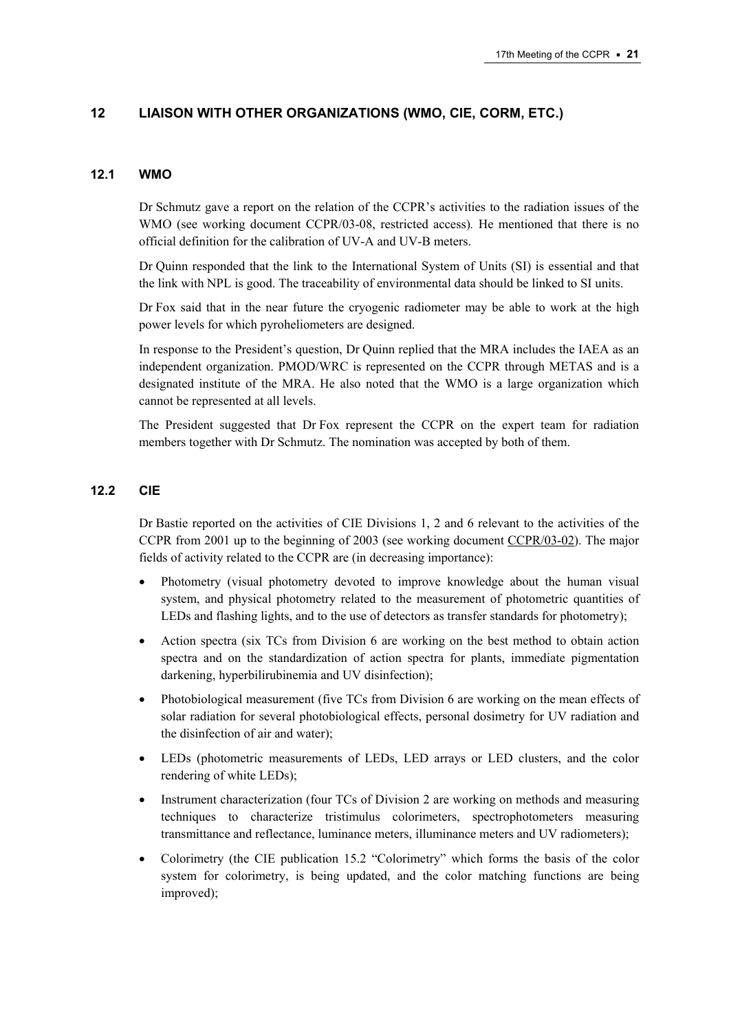## 12 LIAISON WITH OTHER ORGANIZATIONS (WMO, CIE, CORM, ETC.)

### 12.1 WMO

Dr Schmutz gave a report on the relation of the CCPR's activities to the radiation issues of the WMO (see working document CCPR/03-08, restricted access). He mentioned that there is no official definition for the calibration of UV-A and UV-B meters.

Dr Quinn responded that the link to the International System of Units (SI) is essential and that the link with NPL is good. The traceability of environmental data should be linked to SI units.

Dr Fox said that in the near future the cryogenic radiometer may be able to work at the high power levels for which pyroheliometers are designed.

In response to the President's question, Dr Quinn replied that the MRA includes the IAEA as an independent organization. PMOD/WRC is represented on the CCPR through METAS and is a designated institute of the MRA. He also noted that the WMO is a large organization which cannot be represented at all levels.

The President suggested that Dr Fox represent the CCPR on the expert team for radiation members together with Dr Schmutz. The nomination was accepted by both of them.

### 12.2 CIE

Dr Bastie reported on the activities of CIE Divisions 1, 2 and 6 relevant to the activities of the CCPR from 2001 up to the beginning of 2003 (see working document CCPR/03-02). The major fields of activity related to the CCPR are (in decreasing importance):

- Photometry (visual photometry devoted to improve knowledge about the human visual system, and physical photometry related to the measurement of photometric quantities of LEDs and flashing lights, and to the use of detectors as transfer standards for photometry);
- Action spectra (six TCs from Division 6 are working on the best method to obtain action spectra and on the standardization of action spectra for plants, immediate pigmentation darkening, hyperbilirubinemia and UV disinfection);
- Photobiological measurement (five TCs from Division 6 are working on the mean effects of solar radiation for several photobiological effects, personal dosimetry for UV radiation and the disinfection of air and water);
- LEDs (photometric measurements of LEDs, LED arrays or LED clusters, and the color rendering of white LEDs);
- Instrument characterization (four TCs of Division 2 are working on methods and measuring techniques to characterize tristimulus colorimeters, spectrophotometers measuring transmittance and reflectance, luminance meters, illuminance meters and UV radiometers);
- Colorimetry (the CIE publication 15.2 "Colorimetry" which forms the basis of the color system for colorimetry, is being updated, and the color matching functions are being improved);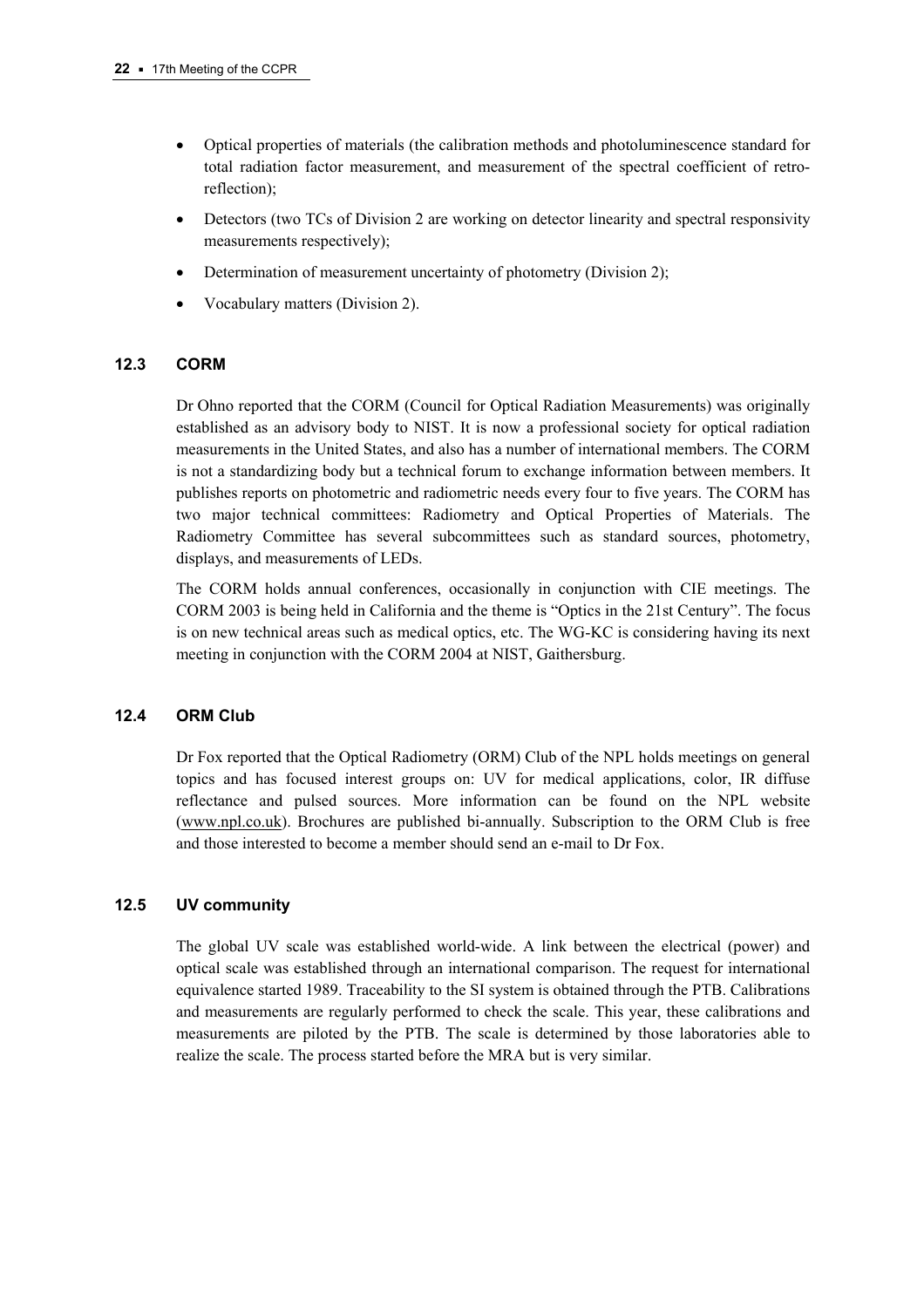- Optical properties of materials (the calibration methods and photoluminescence standard for total radiation factor measurement, and measurement of the spectral coefficient of retro-reflection);
- Detectors (two TCs of Division 2 are working on detector linearity and spectral responsivity measurements respectively);
- Determination of measurement uncertainty of photometry (Division 2);
- Vocabulary matters (Division 2).

### 12.3 CORM

Dr Ohno reported that the CORM (Council for Optical Radiation Measurements) was originally established as an advisory body to NIST. It is now a professional society for optical radiation measurements in the United States, and also has a number of international members. The CORM is not a standardizing body but a technical forum to exchange information between members. It publishes reports on photometric and radiometric needs every four to five years. The CORM has two major technical committees: Radiometry and Optical Properties of Materials. The Radiometry Committee has several subcommittees such as standard sources, photometry, displays, and measurements of LEDs.

The CORM holds annual conferences, occasionally in conjunction with CIE meetings. The CORM 2003 is being held in California and the theme is "Optics in the 21st Century". The focus is on new technical areas such as medical optics, etc. The WG-KC is considering having its next meeting in conjunction with the CORM 2004 at NIST, Gaithersburg.

### 12.4 ORM Club

Dr Fox reported that the Optical Radiometry (ORM) Club of the NPL holds meetings on general topics and has focused interest groups on: UV for medical applications, color, IR diffuse reflectance and pulsed sources. More information can be found on the NPL website (www.npl.co.uk). Brochures are published bi-annually. Subscription to the ORM Club is free and those interested to become a member should send an e-mail to Dr Fox.

### 12.5 UV community

The global UV scale was established world-wide. A link between the electrical (power) and optical scale was established through an international comparison. The request for international equivalence started 1989. Traceability to the SI system is obtained through the PTB. Calibrations and measurements are regularly performed to check the scale. This year, these calibrations and measurements are piloted by the PTB. The scale is determined by those laboratories able to realize the scale. The process started before the MRA but is very similar.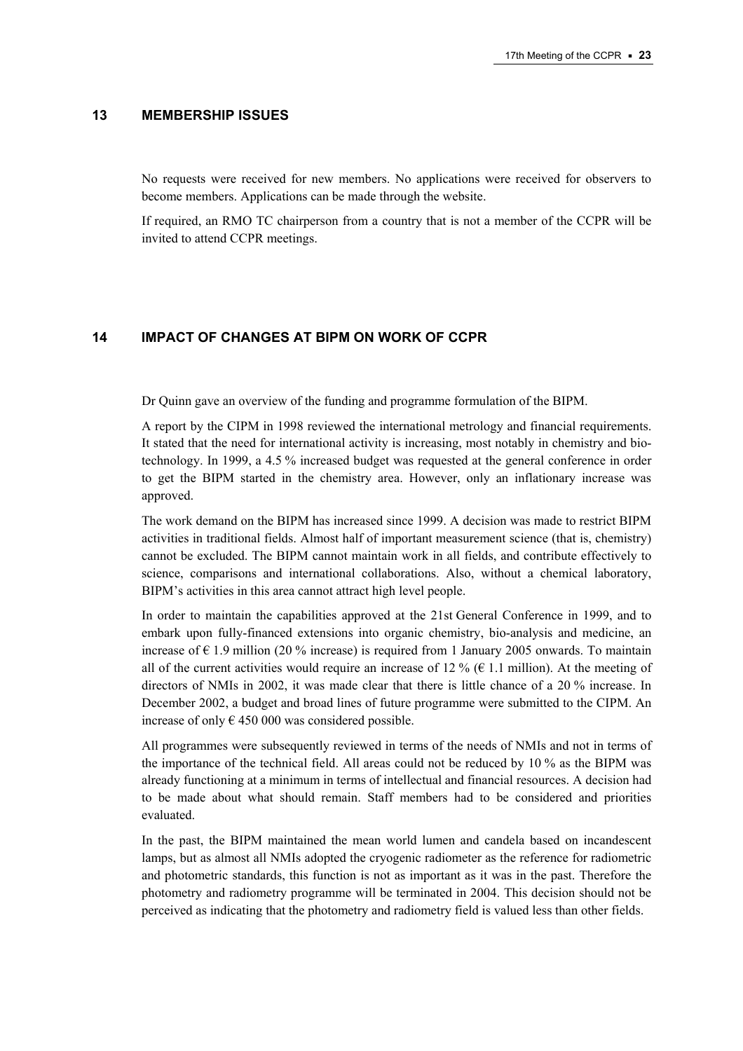## 13 MEMBERSHIP ISSUES

No requests were received for new members. No applications were received for observers to become members. Applications can be made through the website.

If required, an RMO TC chairperson from a country that is not a member of the CCPR will be invited to attend CCPR meetings.

## 14 IMPACT OF CHANGES AT BIPM ON WORK OF CCPR

Dr Quinn gave an overview of the funding and programme formulation of the BIPM.

A report by the CIPM in 1998 reviewed the international metrology and financial requirements. It stated that the need for international activity is increasing, most notably in chemistry and bio-technology. In 1999, a 4.5 % increased budget was requested at the general conference in order to get the BIPM started in the chemistry area. However, only an inflationary increase was approved.

The work demand on the BIPM has increased since 1999. A decision was made to restrict BIPM activities in traditional fields. Almost half of important measurement science (that is, chemistry) cannot be excluded. The BIPM cannot maintain work in all fields, and contribute effectively to science, comparisons and international collaborations. Also, without a chemical laboratory, BIPM's activities in this area cannot attract high level people.

In order to maintain the capabilities approved at the 21st General Conference in 1999, and to embark upon fully-financed extensions into organic chemistry, bio-analysis and medicine, an increase of € 1.9 million (20 % increase) is required from 1 January 2005 onwards. To maintain all of the current activities would require an increase of 12 % (€ 1.1 million). At the meeting of directors of NMIs in 2002, it was made clear that there is little chance of a 20 % increase. In December 2002, a budget and broad lines of future programme were submitted to the CIPM. An increase of only € 450 000 was considered possible.

All programmes were subsequently reviewed in terms of the needs of NMIs and not in terms of the importance of the technical field. All areas could not be reduced by 10 % as the BIPM was already functioning at a minimum in terms of intellectual and financial resources. A decision had to be made about what should remain. Staff members had to be considered and priorities evaluated.

In the past, the BIPM maintained the mean world lumen and candela based on incandescent lamps, but as almost all NMIs adopted the cryogenic radiometer as the reference for radiometric and photometric standards, this function is not as important as it was in the past. Therefore the photometry and radiometry programme will be terminated in 2004. This decision should not be perceived as indicating that the photometry and radiometry field is valued less than other fields.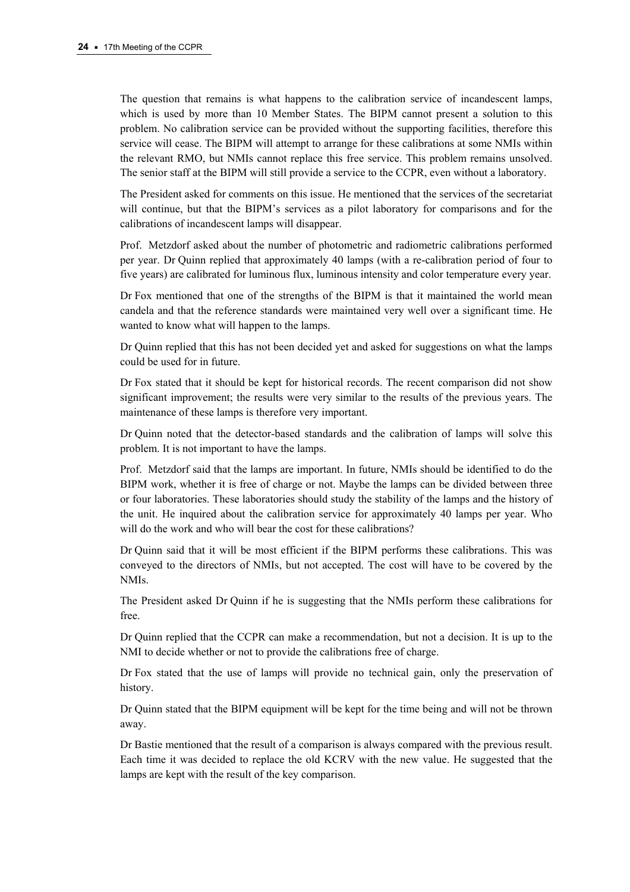The question that remains is what happens to the calibration service of incandescent lamps, which is used by more than 10 Member States. The BIPM cannot present a solution to this problem. No calibration service can be provided without the supporting facilities, therefore this service will cease. The BIPM will attempt to arrange for these calibrations at some NMIs within the relevant RMO, but NMIs cannot replace this free service. This problem remains unsolved. The senior staff at the BIPM will still provide a service to the CCPR, even without a laboratory.

The President asked for comments on this issue. He mentioned that the services of the secretariat will continue, but that the BIPM's services as a pilot laboratory for comparisons and for the calibrations of incandescent lamps will disappear.

Prof. Metzdorf asked about the number of photometric and radiometric calibrations performed per year. Dr Quinn replied that approximately 40 lamps (with a re-calibration period of four to five years) are calibrated for luminous flux, luminous intensity and color temperature every year.

Dr Fox mentioned that one of the strengths of the BIPM is that it maintained the world mean candela and that the reference standards were maintained very well over a significant time. He wanted to know what will happen to the lamps.

Dr Quinn replied that this has not been decided yet and asked for suggestions on what the lamps could be used for in future.

Dr Fox stated that it should be kept for historical records. The recent comparison did not show significant improvement; the results were very similar to the results of the previous years. The maintenance of these lamps is therefore very important.

Dr Quinn noted that the detector-based standards and the calibration of lamps will solve this problem. It is not important to have the lamps.

Prof. Metzdorf said that the lamps are important. In future, NMIs should be identified to do the BIPM work, whether it is free of charge or not. Maybe the lamps can be divided between three or four laboratories. These laboratories should study the stability of the lamps and the history of the unit. He inquired about the calibration service for approximately 40 lamps per year. Who will do the work and who will bear the cost for these calibrations?

Dr Quinn said that it will be most efficient if the BIPM performs these calibrations. This was conveyed to the directors of NMIs, but not accepted. The cost will have to be covered by the NMIs.

The President asked Dr Quinn if he is suggesting that the NMIs perform these calibrations for free.

Dr Quinn replied that the CCPR can make a recommendation, but not a decision. It is up to the NMI to decide whether or not to provide the calibrations free of charge.

Dr Fox stated that the use of lamps will provide no technical gain, only the preservation of history.

Dr Quinn stated that the BIPM equipment will be kept for the time being and will not be thrown away.

Dr Bastie mentioned that the result of a comparison is always compared with the previous result. Each time it was decided to replace the old KCRV with the new value. He suggested that the lamps are kept with the result of the key comparison.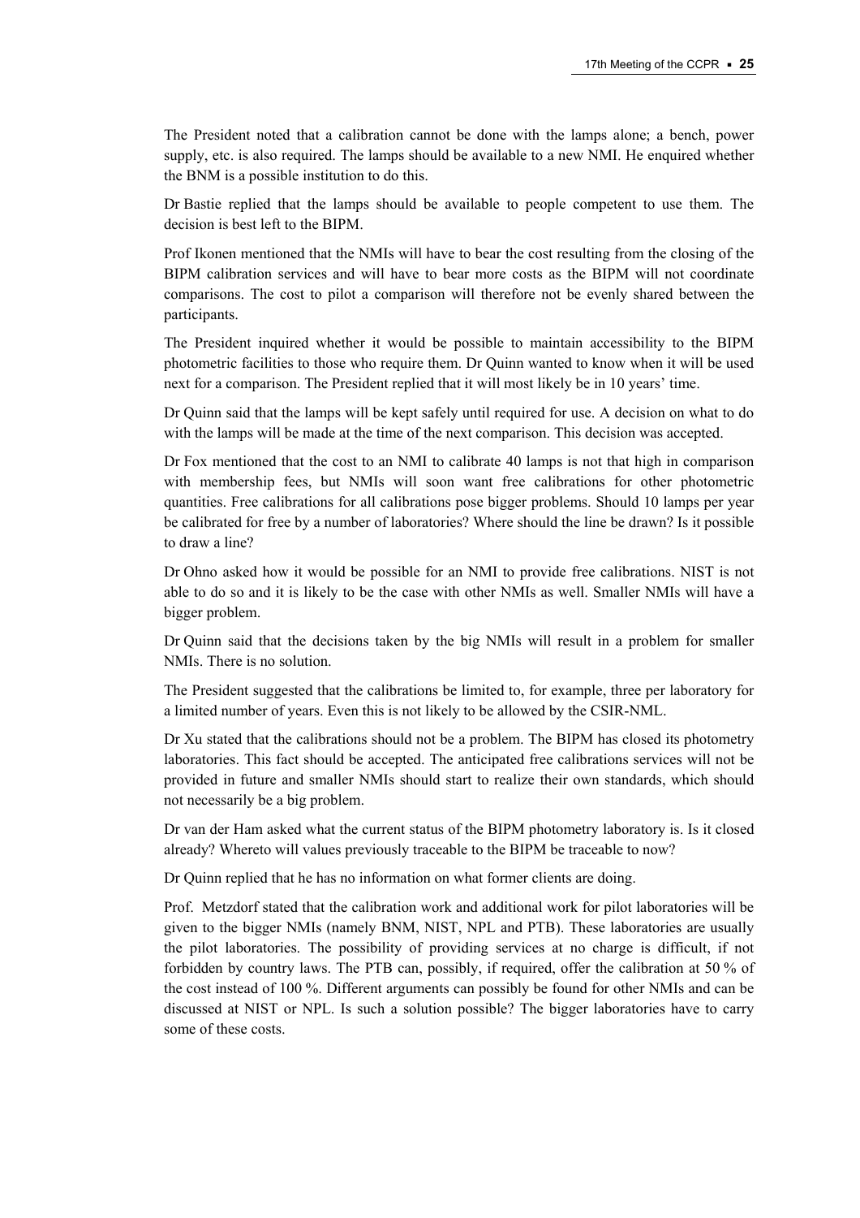The President noted that a calibration cannot be done with the lamps alone; a bench, power supply, etc. is also required. The lamps should be available to a new NMI. He enquired whether the BNM is a possible institution to do this.

Dr Bastie replied that the lamps should be available to people competent to use them. The decision is best left to the BIPM.

Prof Ikonen mentioned that the NMIs will have to bear the cost resulting from the closing of the BIPM calibration services and will have to bear more costs as the BIPM will not coordinate comparisons. The cost to pilot a comparison will therefore not be evenly shared between the participants.

The President inquired whether it would be possible to maintain accessibility to the BIPM photometric facilities to those who require them. Dr Quinn wanted to know when it will be used next for a comparison. The President replied that it will most likely be in 10 years' time.

Dr Quinn said that the lamps will be kept safely until required for use. A decision on what to do with the lamps will be made at the time of the next comparison. This decision was accepted.

Dr Fox mentioned that the cost to an NMI to calibrate 40 lamps is not that high in comparison with membership fees, but NMIs will soon want free calibrations for other photometric quantities. Free calibrations for all calibrations pose bigger problems. Should 10 lamps per year be calibrated for free by a number of laboratories? Where should the line be drawn? Is it possible to draw a line?

Dr Ohno asked how it would be possible for an NMI to provide free calibrations. NIST is not able to do so and it is likely to be the case with other NMIs as well. Smaller NMIs will have a bigger problem.

Dr Quinn said that the decisions taken by the big NMIs will result in a problem for smaller NMIs. There is no solution.

The President suggested that the calibrations be limited to, for example, three per laboratory for a limited number of years. Even this is not likely to be allowed by the CSIR-NML.

Dr Xu stated that the calibrations should not be a problem. The BIPM has closed its photometry laboratories. This fact should be accepted. The anticipated free calibrations services will not be provided in future and smaller NMIs should start to realize their own standards, which should not necessarily be a big problem.

Dr van der Ham asked what the current status of the BIPM photometry laboratory is. Is it closed already? Whereto will values previously traceable to the BIPM be traceable to now?

Dr Quinn replied that he has no information on what former clients are doing.

Prof. Metzdorf stated that the calibration work and additional work for pilot laboratories will be given to the bigger NMIs (namely BNM, NIST, NPL and PTB). These laboratories are usually the pilot laboratories. The possibility of providing services at no charge is difficult, if not forbidden by country laws. The PTB can, possibly, if required, offer the calibration at 50 % of the cost instead of 100 %. Different arguments can possibly be found for other NMIs and can be discussed at NIST or NPL. Is such a solution possible? The bigger laboratories have to carry some of these costs.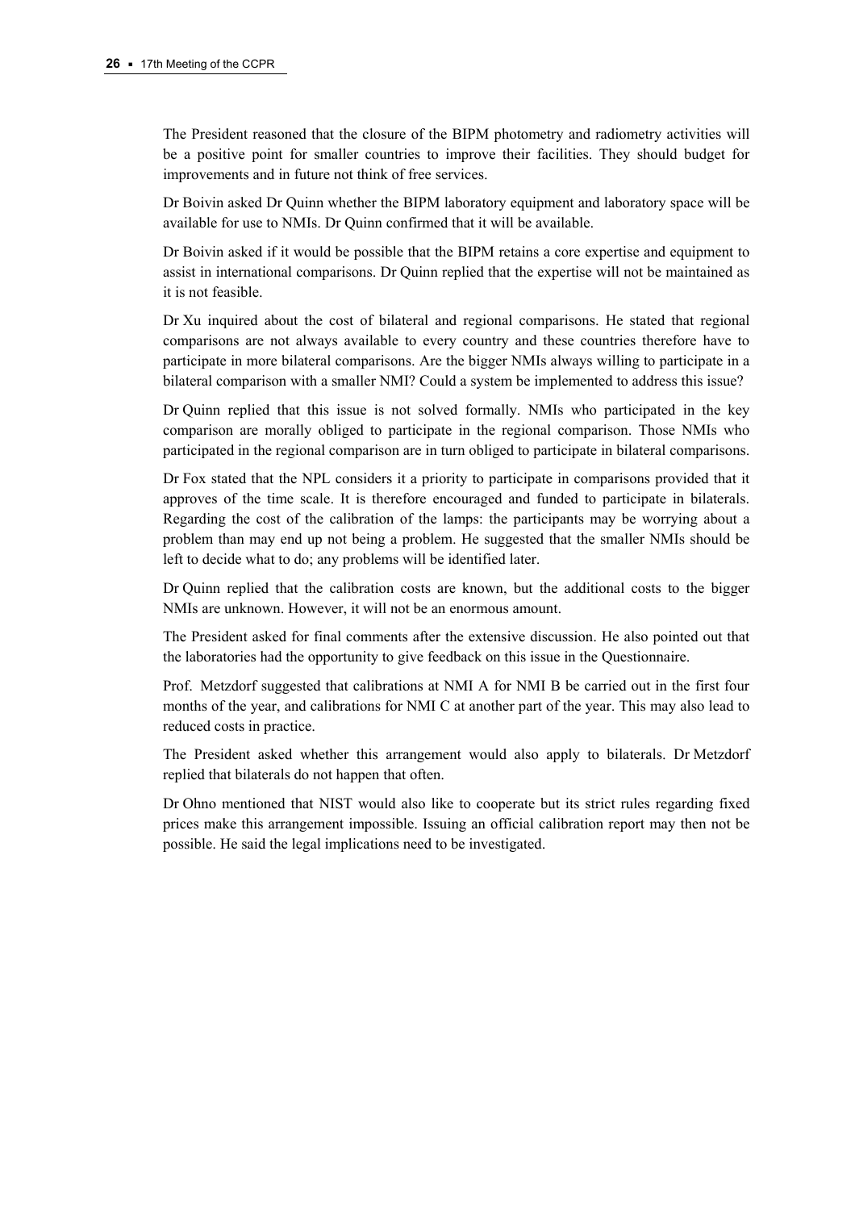The President reasoned that the closure of the BIPM photometry and radiometry activities will be a positive point for smaller countries to improve their facilities. They should budget for improvements and in future not think of free services.

Dr Boivin asked Dr Quinn whether the BIPM laboratory equipment and laboratory space will be available for use to NMIs. Dr Quinn confirmed that it will be available.

Dr Boivin asked if it would be possible that the BIPM retains a core expertise and equipment to assist in international comparisons. Dr Quinn replied that the expertise will not be maintained as it is not feasible.

Dr Xu inquired about the cost of bilateral and regional comparisons. He stated that regional comparisons are not always available to every country and these countries therefore have to participate in more bilateral comparisons. Are the bigger NMIs always willing to participate in a bilateral comparison with a smaller NMI? Could a system be implemented to address this issue?

Dr Quinn replied that this issue is not solved formally. NMIs who participated in the key comparison are morally obliged to participate in the regional comparison. Those NMIs who participated in the regional comparison are in turn obliged to participate in bilateral comparisons.

Dr Fox stated that the NPL considers it a priority to participate in comparisons provided that it approves of the time scale. It is therefore encouraged and funded to participate in bilaterals. Regarding the cost of the calibration of the lamps: the participants may be worrying about a problem than may end up not being a problem. He suggested that the smaller NMIs should be left to decide what to do; any problems will be identified later.

Dr Quinn replied that the calibration costs are known, but the additional costs to the bigger NMIs are unknown. However, it will not be an enormous amount.

The President asked for final comments after the extensive discussion. He also pointed out that the laboratories had the opportunity to give feedback on this issue in the Questionnaire.

Prof. Metzdorf suggested that calibrations at NMI A for NMI B be carried out in the first four months of the year, and calibrations for NMI C at another part of the year. This may also lead to reduced costs in practice.

The President asked whether this arrangement would also apply to bilaterals. Dr Metzdorf replied that bilaterals do not happen that often.

Dr Ohno mentioned that NIST would also like to cooperate but its strict rules regarding fixed prices make this arrangement impossible. Issuing an official calibration report may then not be possible. He said the legal implications need to be investigated.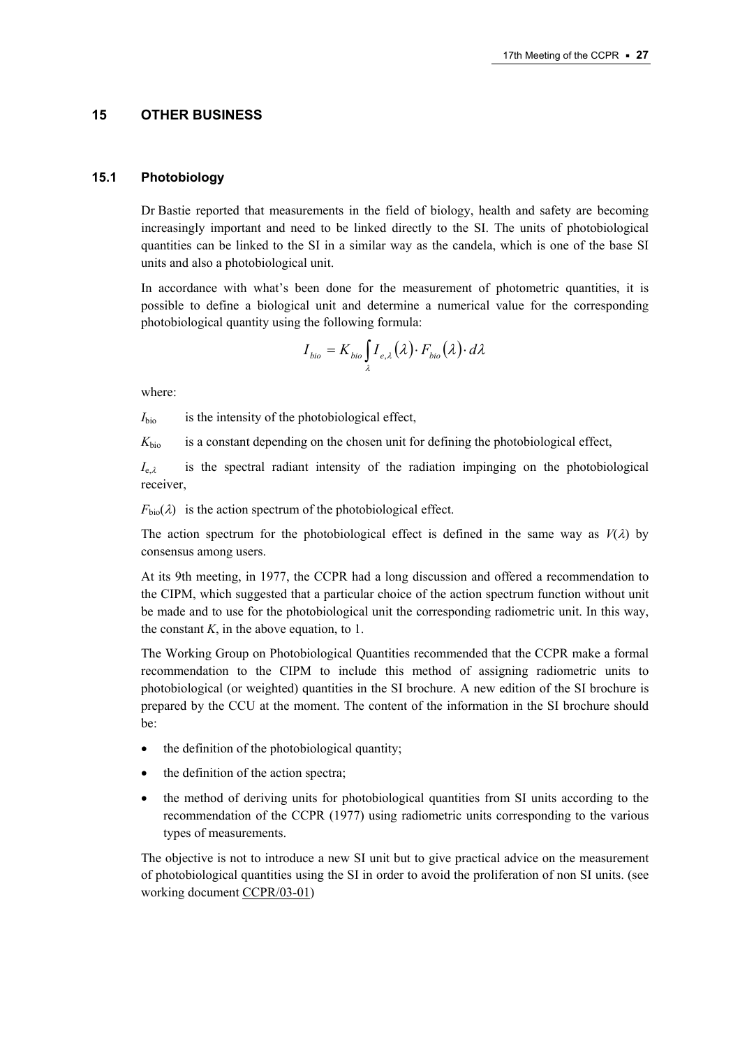## 15 OTHER BUSINESS

### 15.1 Photobiology

Dr Bastie reported that measurements in the field of biology, health and safety are becoming increasingly important and need to be linked directly to the SI. The units of photobiological quantities can be linked to the SI in a similar way as the candela, which is one of the base SI units and also a photobiological unit.

In accordance with what's been done for the measurement of photometric quantities, it is possible to define a biological unit and determine a numerical value for the corresponding photobiological quantity using the following formula:

$$I_{bio} = K_{bio} \int_{\lambda} I_{e,\lambda}(\lambda) \cdot F_{bio}(\lambda) \cdot d\lambda$$

where:

$I_{\text{bio}}$ is the intensity of the photobiological effect,

$K_{\text{bio}}$ is a constant depending on the chosen unit for defining the photobiological effect,

$I_{\text{e},\lambda}$ is the spectral radiant intensity of the radiation impinging on the photobiological receiver,

$F_{\text{bio}}(\lambda)$ is the action spectrum of the photobiological effect.

The action spectrum for the photobiological effect is defined in the same way as $V(\lambda)$ by consensus among users.

At its 9th meeting, in 1977, the CCPR had a long discussion and offered a recommendation to the CIPM, which suggested that a particular choice of the action spectrum function without unit be made and to use for the photobiological unit the corresponding radiometric unit. In this way, the constant $K$, in the above equation, to 1.

The Working Group on Photobiological Quantities recommended that the CCPR make a formal recommendation to the CIPM to include this method of assigning radiometric units to photobiological (or weighted) quantities in the SI brochure. A new edition of the SI brochure is prepared by the CCU at the moment. The content of the information in the SI brochure should be:

- the definition of the photobiological quantity;
- the definition of the action spectra;
- the method of deriving units for photobiological quantities from SI units according to the recommendation of the CCPR (1977) using radiometric units corresponding to the various types of measurements.

The objective is not to introduce a new SI unit but to give practical advice on the measurement of photobiological quantities using the SI in order to avoid the proliferation of non SI units. (see working document CCPR/03-01)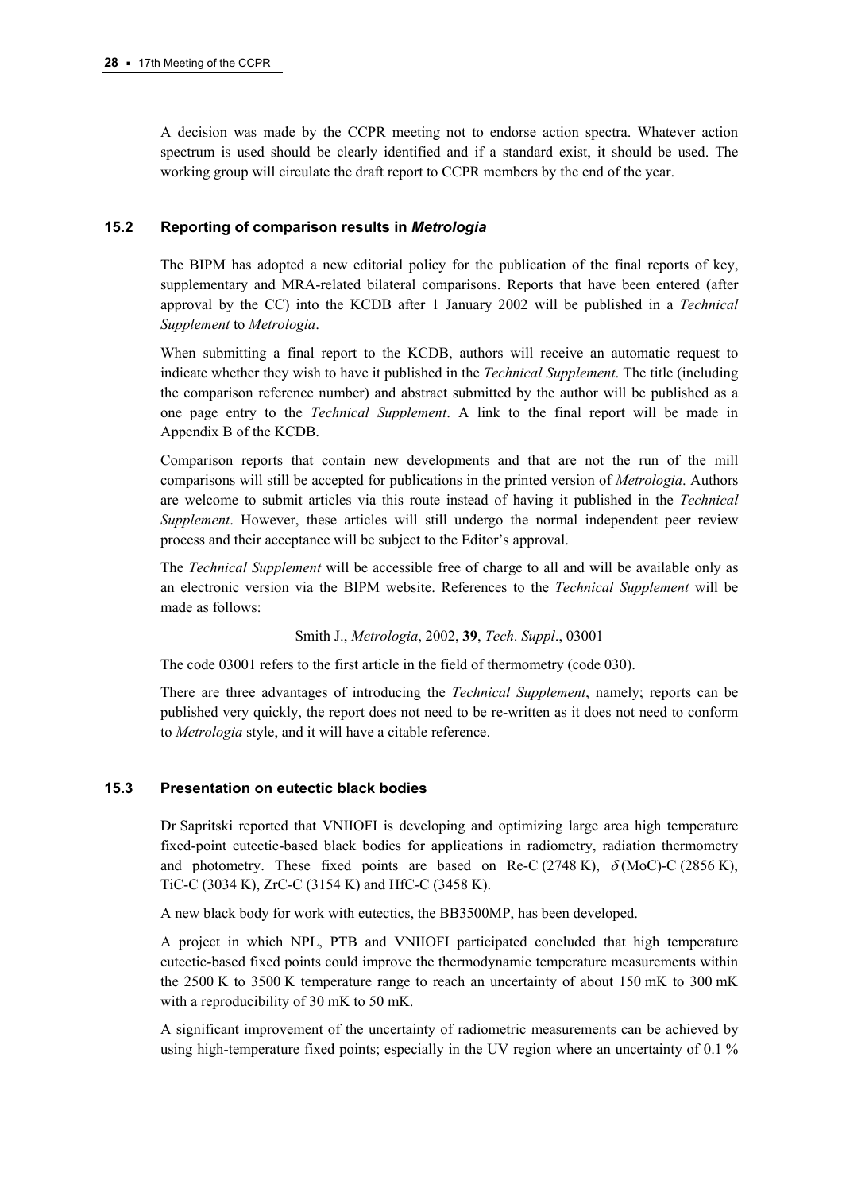A decision was made by the CCPR meeting not to endorse action spectra. Whatever action spectrum is used should be clearly identified and if a standard exist, it should be used. The working group will circulate the draft report to CCPR members by the end of the year.

### 15.2 Reporting of comparison results in *Metrologia*

The BIPM has adopted a new editorial policy for the publication of the final reports of key, supplementary and MRA-related bilateral comparisons. Reports that have been entered (after approval by the CC) into the KCDB after 1 January 2002 will be published in a *Technical Supplement* to *Metrologia*.

When submitting a final report to the KCDB, authors will receive an automatic request to indicate whether they wish to have it published in the *Technical Supplement*. The title (including the comparison reference number) and abstract submitted by the author will be published as a one page entry to the *Technical Supplement*. A link to the final report will be made in Appendix B of the KCDB.

Comparison reports that contain new developments and that are not the run of the mill comparisons will still be accepted for publications in the printed version of *Metrologia*. Authors are welcome to submit articles via this route instead of having it published in the *Technical Supplement*. However, these articles will still undergo the normal independent peer review process and their acceptance will be subject to the Editor's approval.

The *Technical Supplement* will be accessible free of charge to all and will be available only as an electronic version via the BIPM website. References to the *Technical Supplement* will be made as follows:

Smith J., *Metrologia*, 2002, **39**, *Tech*. *Suppl*., 03001

The code 03001 refers to the first article in the field of thermometry (code 030).

There are three advantages of introducing the *Technical Supplement*, namely; reports can be published very quickly, the report does not need to be re-written as it does not need to conform to *Metrologia* style, and it will have a citable reference.

### 15.3 Presentation on eutectic black bodies

Dr Sapritski reported that VNIIOFI is developing and optimizing large area high temperature fixed-point eutectic-based black bodies for applications in radiometry, radiation thermometry and photometry. These fixed points are based on Re-C (2748 K), $\delta$(MoC)-C (2856 K), TiC-C (3034 K), ZrC-C (3154 K) and HfC-C (3458 K).

A new black body for work with eutectics, the BB3500MP, has been developed.

A project in which NPL, PTB and VNIIOFI participated concluded that high temperature eutectic-based fixed points could improve the thermodynamic temperature measurements within the 2500 K to 3500 K temperature range to reach an uncertainty of about 150 mK to 300 mK with a reproducibility of 30 mK to 50 mK.

A significant improvement of the uncertainty of radiometric measurements can be achieved by using high-temperature fixed points; especially in the UV region where an uncertainty of 0.1 %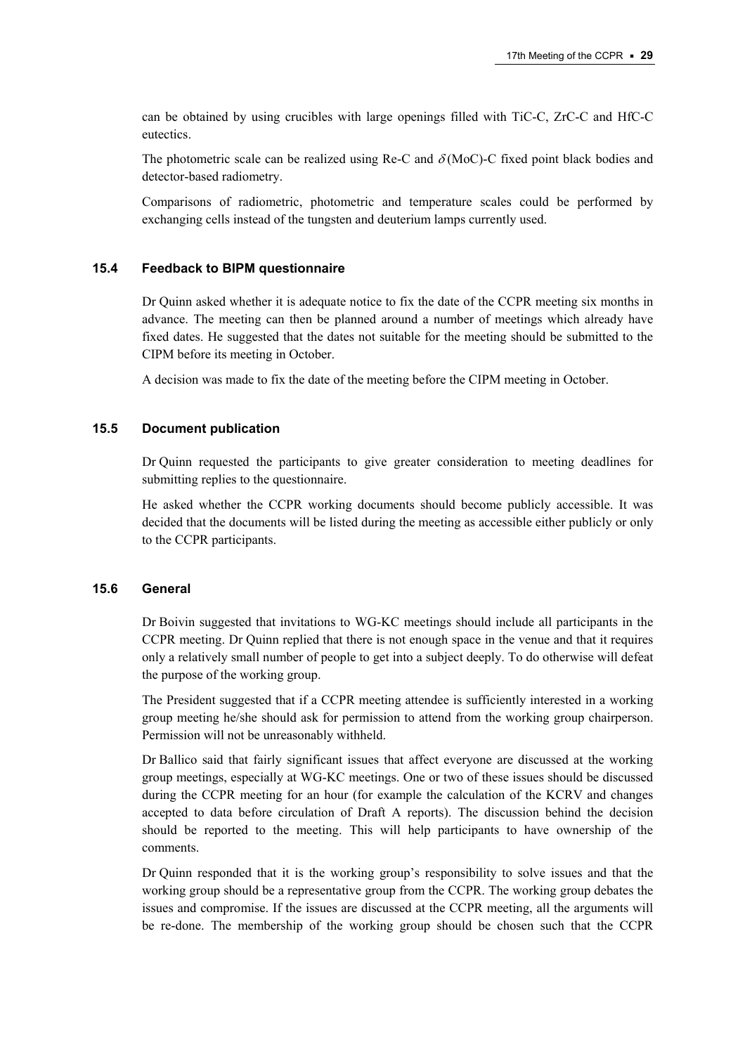can be obtained by using crucibles with large openings filled with TiC-C, ZrC-C and HfC-C eutectics.

The photometric scale can be realized using Re-C and $\delta$(MoC)-C fixed point black bodies and detector-based radiometry.

Comparisons of radiometric, photometric and temperature scales could be performed by exchanging cells instead of the tungsten and deuterium lamps currently used.

### 15.4 Feedback to BIPM questionnaire

Dr Quinn asked whether it is adequate notice to fix the date of the CCPR meeting six months in advance. The meeting can then be planned around a number of meetings which already have fixed dates. He suggested that the dates not suitable for the meeting should be submitted to the CIPM before its meeting in October.

A decision was made to fix the date of the meeting before the CIPM meeting in October.

### 15.5 Document publication

Dr Quinn requested the participants to give greater consideration to meeting deadlines for submitting replies to the questionnaire.

He asked whether the CCPR working documents should become publicly accessible. It was decided that the documents will be listed during the meeting as accessible either publicly or only to the CCPR participants.

### 15.6 General

Dr Boivin suggested that invitations to WG-KC meetings should include all participants in the CCPR meeting. Dr Quinn replied that there is not enough space in the venue and that it requires only a relatively small number of people to get into a subject deeply. To do otherwise will defeat the purpose of the working group.

The President suggested that if a CCPR meeting attendee is sufficiently interested in a working group meeting he/she should ask for permission to attend from the working group chairperson. Permission will not be unreasonably withheld.

Dr Ballico said that fairly significant issues that affect everyone are discussed at the working group meetings, especially at WG-KC meetings. One or two of these issues should be discussed during the CCPR meeting for an hour (for example the calculation of the KCRV and changes accepted to data before circulation of Draft A reports). The discussion behind the decision should be reported to the meeting. This will help participants to have ownership of the comments.

Dr Quinn responded that it is the working group's responsibility to solve issues and that the working group should be a representative group from the CCPR. The working group debates the issues and compromise. If the issues are discussed at the CCPR meeting, all the arguments will be re-done. The membership of the working group should be chosen such that the CCPR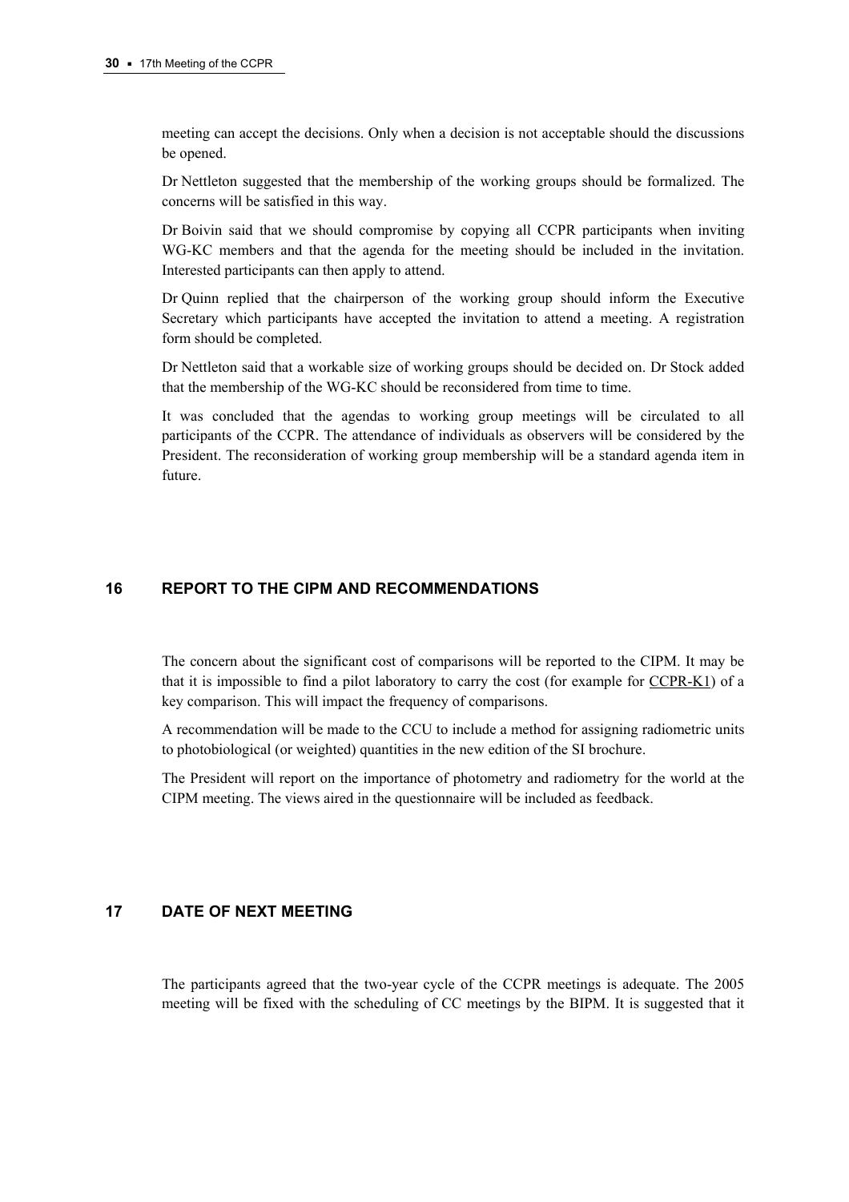meeting can accept the decisions. Only when a decision is not acceptable should the discussions be opened.

Dr Nettleton suggested that the membership of the working groups should be formalized. The concerns will be satisfied in this way.

Dr Boivin said that we should compromise by copying all CCPR participants when inviting WG-KC members and that the agenda for the meeting should be included in the invitation. Interested participants can then apply to attend.

Dr Quinn replied that the chairperson of the working group should inform the Executive Secretary which participants have accepted the invitation to attend a meeting. A registration form should be completed.

Dr Nettleton said that a workable size of working groups should be decided on. Dr Stock added that the membership of the WG-KC should be reconsidered from time to time.

It was concluded that the agendas to working group meetings will be circulated to all participants of the CCPR. The attendance of individuals as observers will be considered by the President. The reconsideration of working group membership will be a standard agenda item in future.

## 16 REPORT TO THE CIPM AND RECOMMENDATIONS

The concern about the significant cost of comparisons will be reported to the CIPM. It may be that it is impossible to find a pilot laboratory to carry the cost (for example for CCPR-K1) of a key comparison. This will impact the frequency of comparisons.

A recommendation will be made to the CCU to include a method for assigning radiometric units to photobiological (or weighted) quantities in the new edition of the SI brochure.

The President will report on the importance of photometry and radiometry for the world at the CIPM meeting. The views aired in the questionnaire will be included as feedback.

## 17 DATE OF NEXT MEETING

The participants agreed that the two-year cycle of the CCPR meetings is adequate. The 2005 meeting will be fixed with the scheduling of CC meetings by the BIPM. It is suggested that it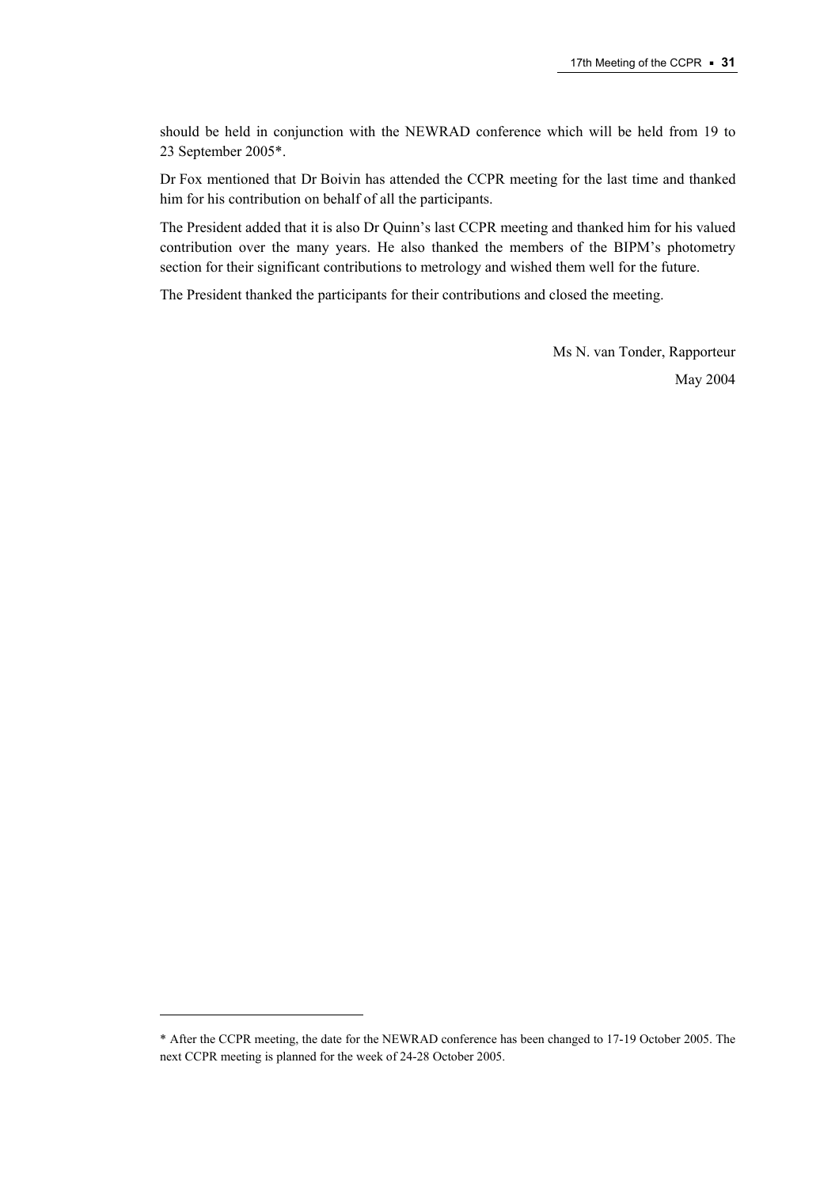should be held in conjunction with the NEWRAD conference which will be held from 19 to 23 September 2005*.

Dr Fox mentioned that Dr Boivin has attended the CCPR meeting for the last time and thanked him for his contribution on behalf of all the participants.

The President added that it is also Dr Quinn's last CCPR meeting and thanked him for his valued contribution over the many years. He also thanked the members of the BIPM's photometry section for their significant contributions to metrology and wished them well for the future.

The President thanked the participants for their contributions and closed the meeting.

Ms N. van Tonder, Rapporteur

May 2004

---

* After the CCPR meeting, the date for the NEWRAD conference has been changed to 17-19 October 2005. The next CCPR meeting is planned for the week of 24-28 October 2005.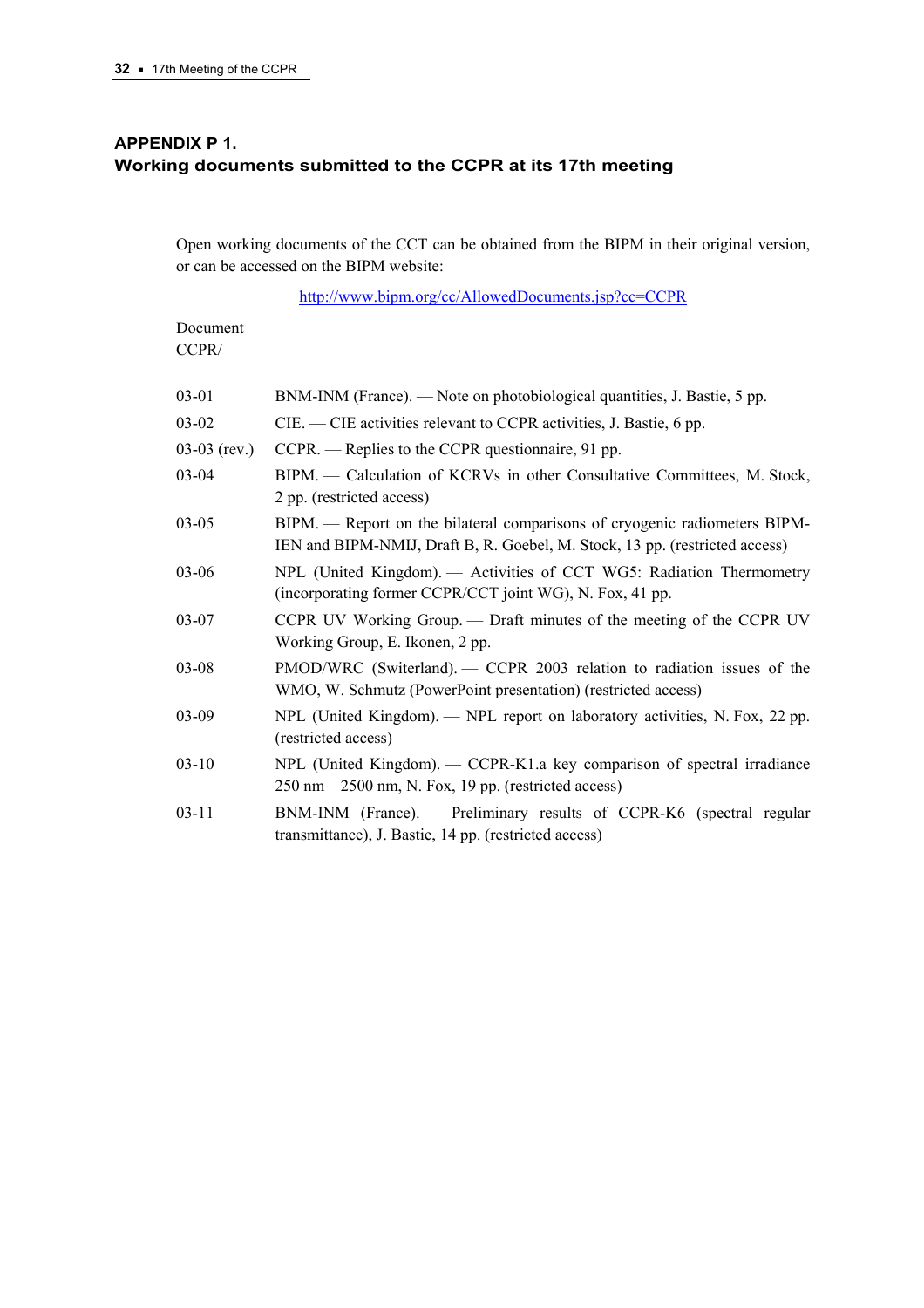## APPENDIX P 1.
## Working documents submitted to the CCPR at its 17th meeting

Open working documents of the CCT can be obtained from the BIPM in their original version, or can be accessed on the BIPM website:

http://www.bipm.org/cc/AllowedDocuments.jsp?cc=CCPR

| Document CCPR/ | |
|---|---|
| 03-01 | BNM-INM (France). — Note on photobiological quantities, J. Bastie, 5 pp. |
| 03-02 | CIE. — CIE activities relevant to CCPR activities, J. Bastie, 6 pp. |
| 03-03 (rev.) | CCPR. — Replies to the CCPR questionnaire, 91 pp. |
| 03-04 | BIPM. — Calculation of KCRVs in other Consultative Committees, M. Stock, 2 pp. (restricted access) |
| 03-05 | BIPM. — Report on the bilateral comparisons of cryogenic radiometers BIPM-IEN and BIPM-NMIJ, Draft B, R. Goebel, M. Stock, 13 pp. (restricted access) |
| 03-06 | NPL (United Kingdom). — Activities of CCT WG5: Radiation Thermometry (incorporating former CCPR/CCT joint WG), N. Fox, 41 pp. |
| 03-07 | CCPR UV Working Group. — Draft minutes of the meeting of the CCPR UV Working Group, E. Ikonen, 2 pp. |
| 03-08 | PMOD/WRC (Switerland). — CCPR 2003 relation to radiation issues of the WMO, W. Schmutz (PowerPoint presentation) (restricted access) |
| 03-09 | NPL (United Kingdom). — NPL report on laboratory activities, N. Fox, 22 pp. (restricted access) |
| 03-10 | NPL (United Kingdom). — CCPR-K1.a key comparison of spectral irradiance 250 nm – 2500 nm, N. Fox, 19 pp. (restricted access) |
| 03-11 | BNM-INM (France). — Preliminary results of CCPR-K6 (spectral regular transmittance), J. Bastie, 14 pp. (restricted access) |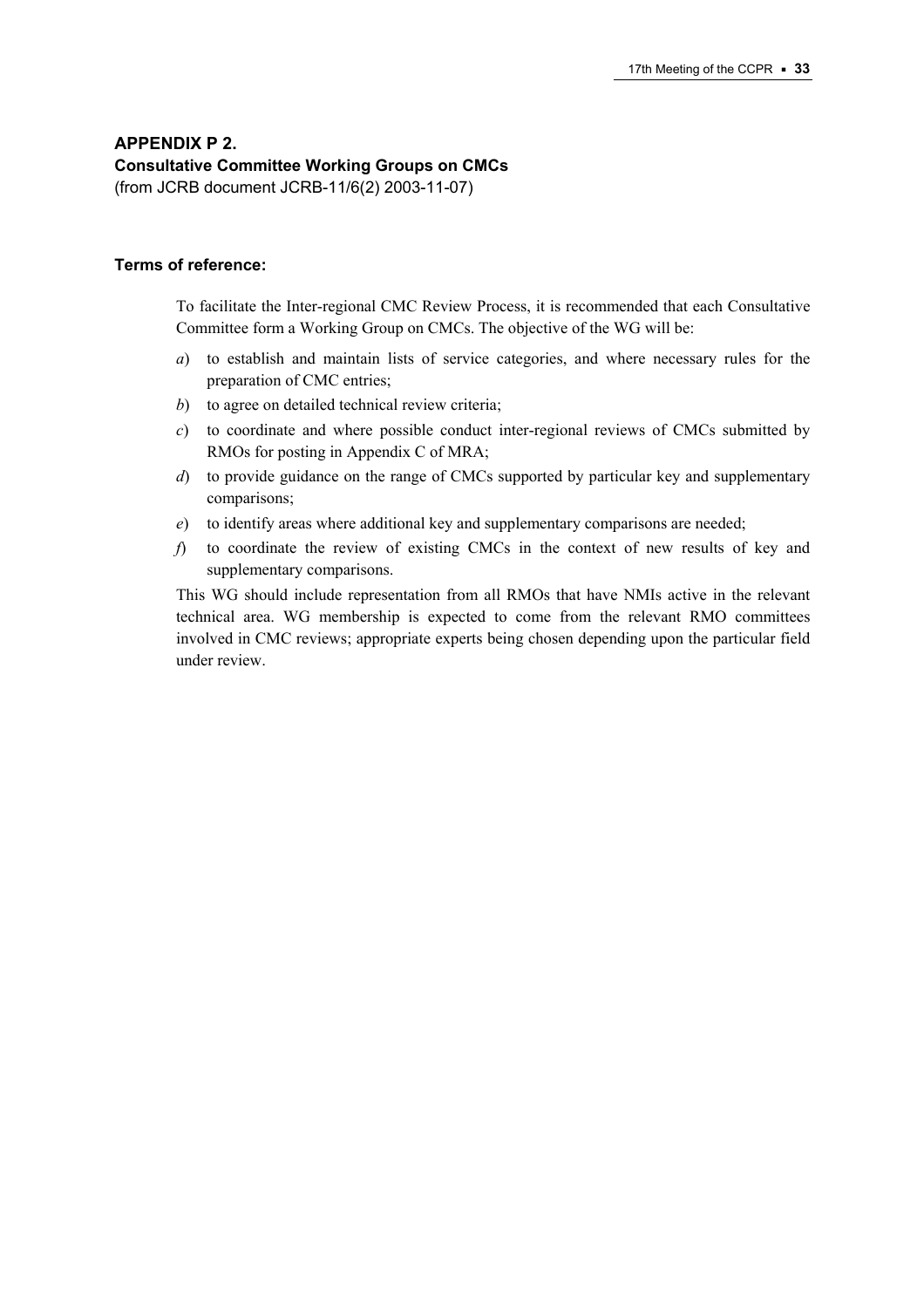## APPENDIX P 2.

### Consultative Committee Working Groups on CMCs

(from JCRB document JCRB-11/6(2) 2003-11-07)

**Terms of reference:**

To facilitate the Inter-regional CMC Review Process, it is recommended that each Consultative Committee form a Working Group on CMCs. The objective of the WG will be:

*a*) to establish and maintain lists of service categories, and where necessary rules for the preparation of CMC entries;

*b*) to agree on detailed technical review criteria;

*c*) to coordinate and where possible conduct inter-regional reviews of CMCs submitted by RMOs for posting in Appendix C of MRA;

*d*) to provide guidance on the range of CMCs supported by particular key and supplementary comparisons;

*e*) to identify areas where additional key and supplementary comparisons are needed;

*f*) to coordinate the review of existing CMCs in the context of new results of key and supplementary comparisons.

This WG should include representation from all RMOs that have NMIs active in the relevant technical area. WG membership is expected to come from the relevant RMO committees involved in CMC reviews; appropriate experts being chosen depending upon the particular field under review.